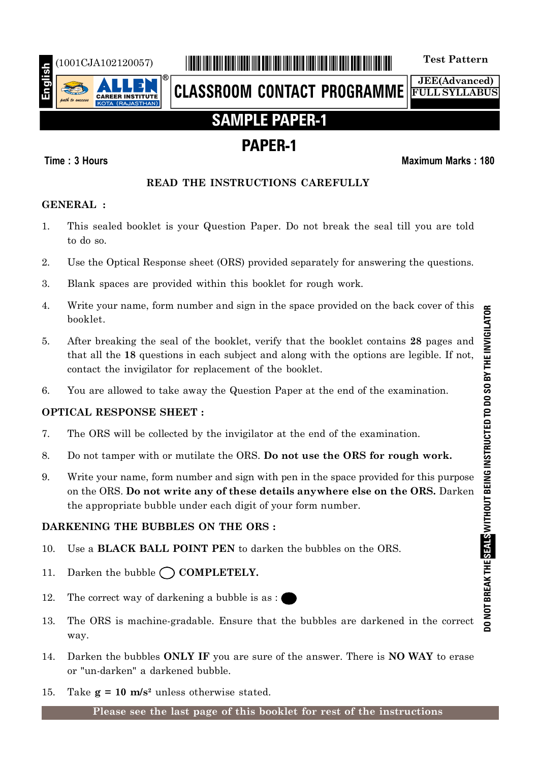English

(1001CJA102120057)

**Test Pattern**

ALLEN CAREER INSTITUTE KOTA (RAJASTHAN)

# CLASSROOM CONTACT PROGRAMME

**JEE(Advanced)**
**FULL SYLLABUS**

# SAMPLE PAPER-1

## PAPER-1

**Time : 3 Hours** **Maximum Marks : 180**

### READ THE INSTRUCTIONS CAREFULLY

**GENERAL :**

1. This sealed booklet is your Question Paper. Do not break the seal till you are told to do so.
2. Use the Optical Response sheet (ORS) provided separately for answering the questions.
3. Blank spaces are provided within this booklet for rough work.
4. Write your name, form number and sign in the space provided on the back cover of this booklet.
5. After breaking the seal of the booklet, verify that the booklet contains **28** pages and that all the **18** questions in each subject and along with the options are legible. If not, contact the invigilator for replacement of the booklet.
6. You are allowed to take away the Question Paper at the end of the examination.

**OPTICAL RESPONSE SHEET :**

7. The ORS will be collected by the invigilator at the end of the examination.
8. Do not tamper with or mutilate the ORS. **Do not use the ORS for rough work.**
9. Write your name, form number and sign with pen in the space provided for this purpose on the ORS. **Do not write any of these details anywhere else on the ORS.** Darken the appropriate bubble under each digit of your form number.

**DARKENING THE BUBBLES ON THE ORS :**

10. Use a **BLACK BALL POINT PEN** to darken the bubbles on the ORS.
11. Darken the bubble ◯ **COMPLETELY.**
12. The correct way of darkening a bubble is as : ⬤
13. The ORS is machine-gradable. Ensure that the bubbles are darkened in the correct way.
14. Darken the bubbles **ONLY IF** you are sure of the answer. There is **NO WAY** to erase or "un-darken" a darkened bubble.
15. Take **g = 10 m/s²** unless otherwise stated.

**Please see the last page of this booklet for rest of the instructions**

DO NOT BREAK THE SEALS WITHOUT BEING INSTRUCTED TO DO SO BY THE INVIGILATOR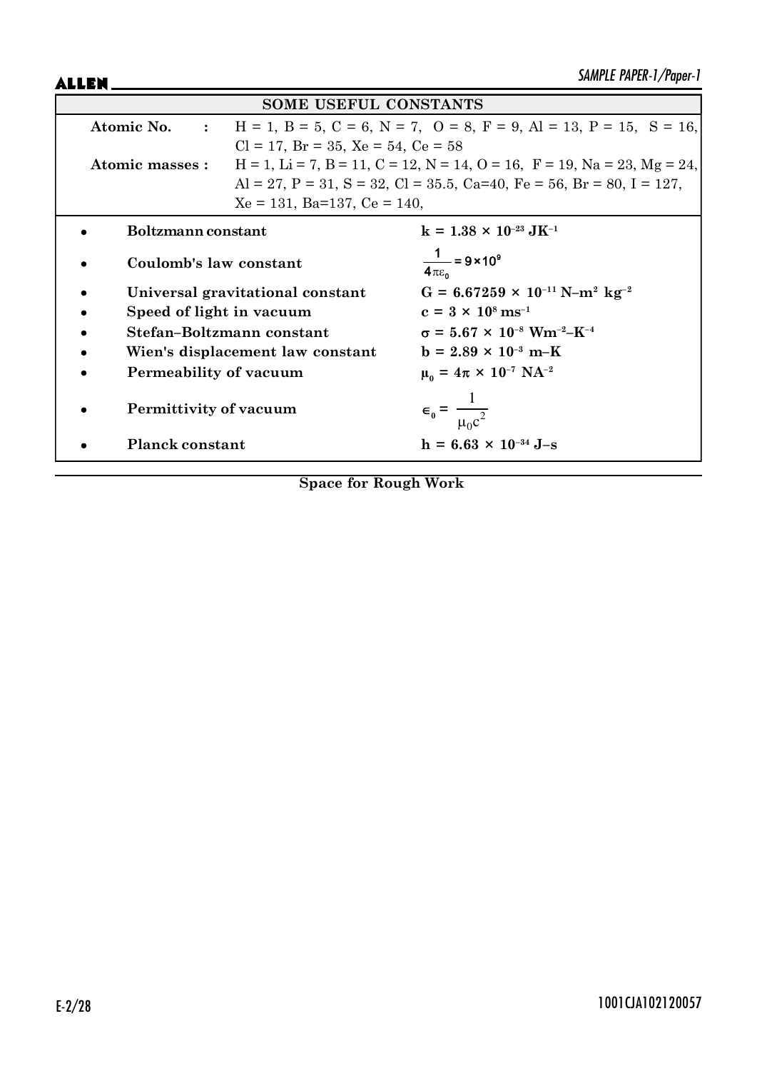## SOME USEFUL CONSTANTS

**Atomic No. :** H = 1, B = 5, C = 6, N = 7, O = 8, F = 9, Al = 13, P = 15, S = 16, Cl = 17, Br = 35, Xe = 54, Ce = 58

**Atomic masses :** H = 1, Li = 7, B = 11, C = 12, N = 14, O = 16, F = 19, Na = 23, Mg = 24, Al = 27, P = 31, S = 32, Cl = 35.5, Ca=40, Fe = 56, Br = 80, I = 127, Xe = 131, Ba=137, Ce = 140,

- **Boltzmann constant** — $k = 1.38 \times 10^{-23}\ JK^{-1}$
- **Coulomb's law constant** — $\frac{1}{4\pi\varepsilon_0} = 9 \times 10^9$
- **Universal gravitational constant** — $G = 6.67259 \times 10^{-11}\ N\text{–}m^2\ kg^{-2}$
- **Speed of light in vacuum** — $c = 3 \times 10^8\ ms^{-1}$
- **Stefan–Boltzmann constant** — $\sigma = 5.67 \times 10^{-8}\ Wm^{-2}\text{–}K^{-4}$
- **Wien's displacement law constant** — $b = 2.89 \times 10^{-3}\ m\text{–}K$
- **Permeability of vacuum** — $\mu_0 = 4\pi \times 10^{-7}\ NA^{-2}$
- **Permittivity of vacuum** — $\epsilon_0 = \frac{1}{\mu_0 c^2}$
- **Planck constant** — $h = 6.63 \times 10^{-34}\ J\text{–}s$

**Space for Rough Work**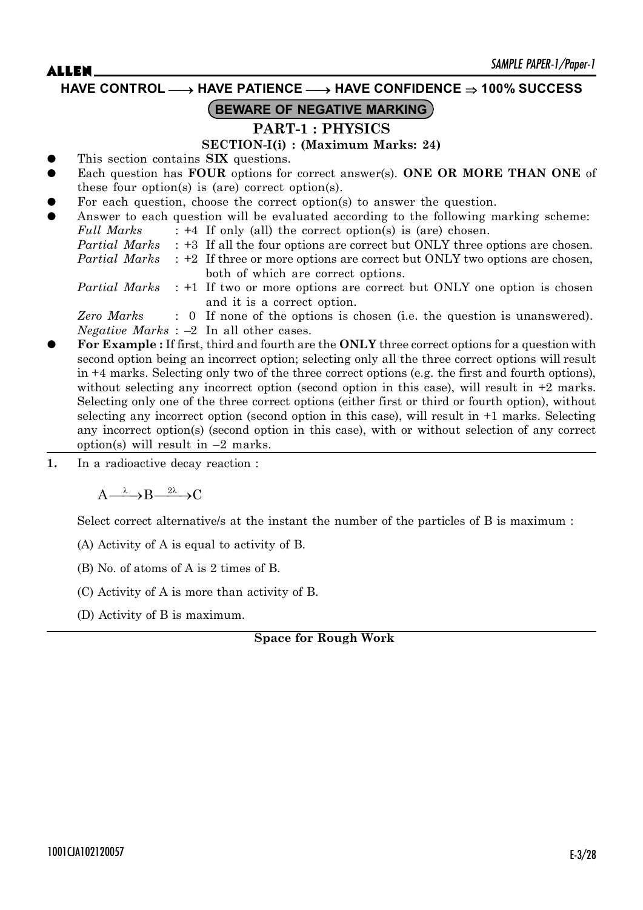**HAVE CONTROL ⟶ HAVE PATIENCE ⟶ HAVE CONFIDENCE ⇒ 100% SUCCESS**

**BEWARE OF NEGATIVE MARKING**

## PART-1 : PHYSICS

### SECTION-I(i) : (Maximum Marks: 24)

- This section contains **SIX** questions.
- Each question has **FOUR** options for correct answer(s). **ONE OR MORE THAN ONE** of these four option(s) is (are) correct option(s).
- For each question, choose the correct option(s) to answer the question.
- Answer to each question will be evaluated according to the following marking scheme:

  *Full Marks* : +4 If only (all) the correct option(s) is (are) chosen.

  *Partial Marks* : +3 If all the four options are correct but ONLY three options are chosen.

  *Partial Marks* : +2 If three or more options are correct but ONLY two options are chosen, both of which are correct options.

  *Partial Marks* : +1 If two or more options are correct but ONLY one option is chosen and it is a correct option.

  *Zero Marks* : 0 If none of the options is chosen (i.e. the question is unanswered).

  *Negative Marks* : –2 In all other cases.
- **For Example :** If first, third and fourth are the **ONLY** three correct options for a question with second option being an incorrect option; selecting only all the three correct options will result in +4 marks. Selecting only two of the three correct options (e.g. the first and fourth options), without selecting any incorrect option (second option in this case), will result in +2 marks. Selecting only one of the three correct options (either first or third or fourth option), without selecting any incorrect option (second option in this case), will result in +1 marks. Selecting any incorrect option(s) (second option in this case), with or without selection of any correct option(s) will result in –2 marks.

**1.** In a radioactive decay reaction :

$$A \xrightarrow{\lambda} B \xrightarrow{2\lambda} C$$

Select correct alternative/s at the instant the number of the particles of B is maximum :

(A) Activity of A is equal to activity of B.

(B) No. of atoms of A is 2 times of B.

(C) Activity of A is more than activity of B.

(D) Activity of B is maximum.

**Space for Rough Work**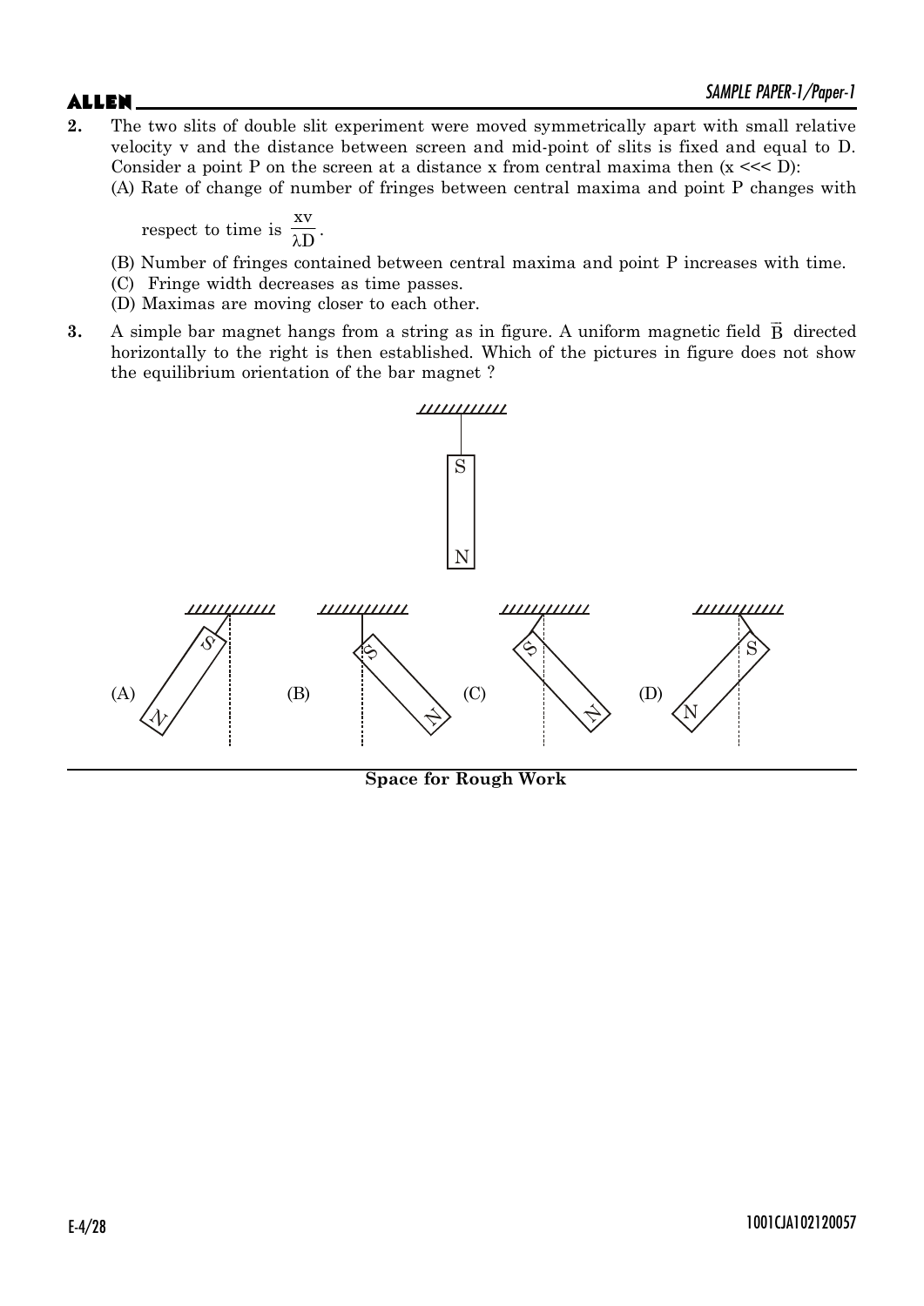**2.** The two slits of double slit experiment were moved symmetrically apart with small relative velocity v and the distance between screen and mid-point of slits is fixed and equal to D. Consider a point P on the screen at a distance x from central maxima then ($x <<< D$):

(A) Rate of change of number of fringes between central maxima and point P changes with respect to time is $\frac{xv}{\lambda D}$.

(B) Number of fringes contained between central maxima and point P increases with time.

(C) Fringe width decreases as time passes.

(D) Maximas are moving closer to each other.

**3.** A simple bar magnet hangs from a string as in figure. A uniform magnetic field $\vec{B}$ directed horizontally to the right is then established. Which of the pictures in figure does not show the equilibrium orientation of the bar magnet ?

(A)

(B)

(C)

(D)

**Space for Rough Work**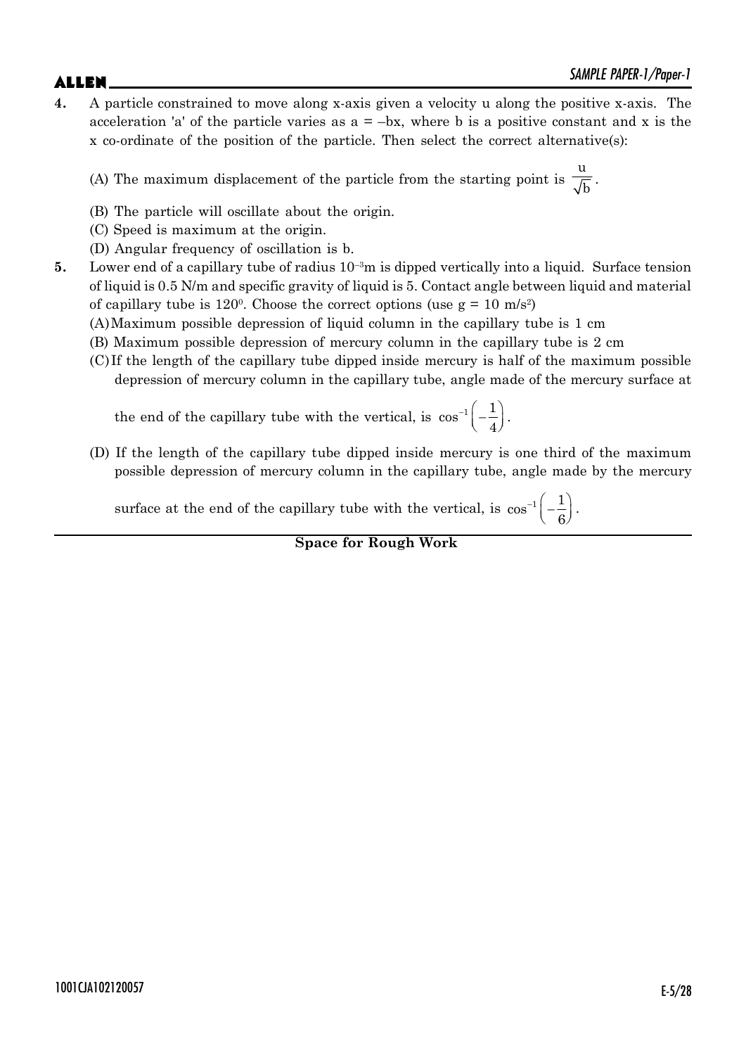**4.** A particle constrained to move along x-axis given a velocity u along the positive x-axis. The acceleration 'a' of the particle varies as a = –bx, where b is a positive constant and x is the x co-ordinate of the position of the particle. Then select the correct alternative(s):

(A) The maximum displacement of the particle from the starting point is $\frac{u}{\sqrt{b}}$.

(B) The particle will oscillate about the origin.

(C) Speed is maximum at the origin.

(D) Angular frequency of oscillation is b.

**5.** Lower end of a capillary tube of radius $10^{-3}$m is dipped vertically into a liquid. Surface tension of liquid is 0.5 N/m and specific gravity of liquid is 5. Contact angle between liquid and material of capillary tube is $120^0$. Choose the correct options (use g = 10 m/s$^2$)

(A) Maximum possible depression of liquid column in the capillary tube is 1 cm

(B) Maximum possible depression of mercury column in the capillary tube is 2 cm

(C) If the length of the capillary tube dipped inside mercury is half of the maximum possible depression of mercury column in the capillary tube, angle made of the mercury surface at the end of the capillary tube with the vertical, is $\cos^{-1}\left(-\frac{1}{4}\right)$.

(D) If the length of the capillary tube dipped inside mercury is one third of the maximum possible depression of mercury column in the capillary tube, angle made by the mercury surface at the end of the capillary tube with the vertical, is $\cos^{-1}\left(-\frac{1}{6}\right)$.

**Space for Rough Work**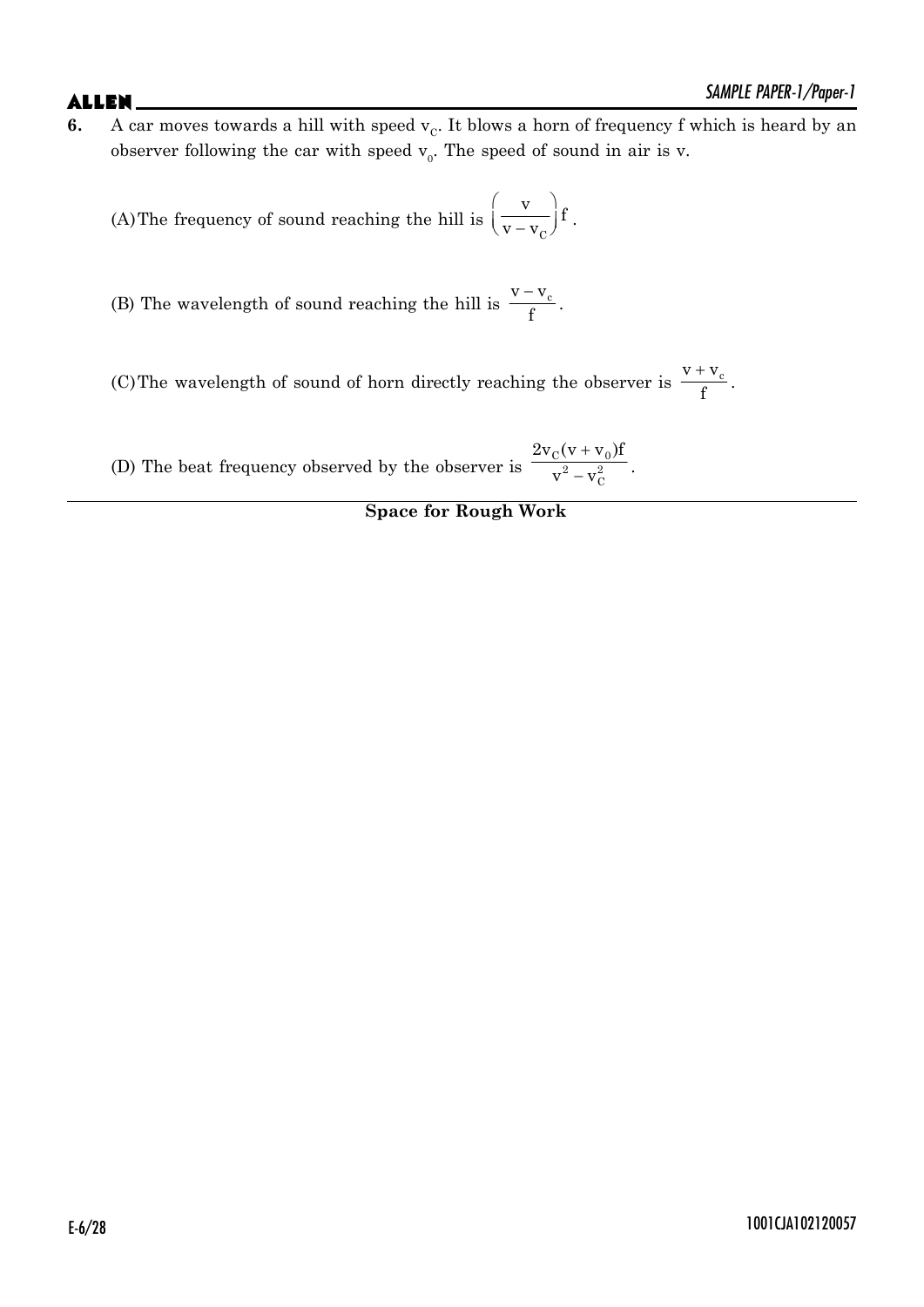**6.** A car moves towards a hill with speed $v_C$. It blows a horn of frequency f which is heard by an observer following the car with speed $v_0$. The speed of sound in air is v.

(A) The frequency of sound reaching the hill is $\left(\frac{v}{v - v_C}\right)f$.

(B) The wavelength of sound reaching the hill is $\frac{v - v_c}{f}$.

(C) The wavelength of sound of horn directly reaching the observer is $\frac{v + v_c}{f}$.

(D) The beat frequency observed by the observer is $\frac{2v_C(v + v_0)f}{v^2 - v_C^2}$.

**Space for Rough Work**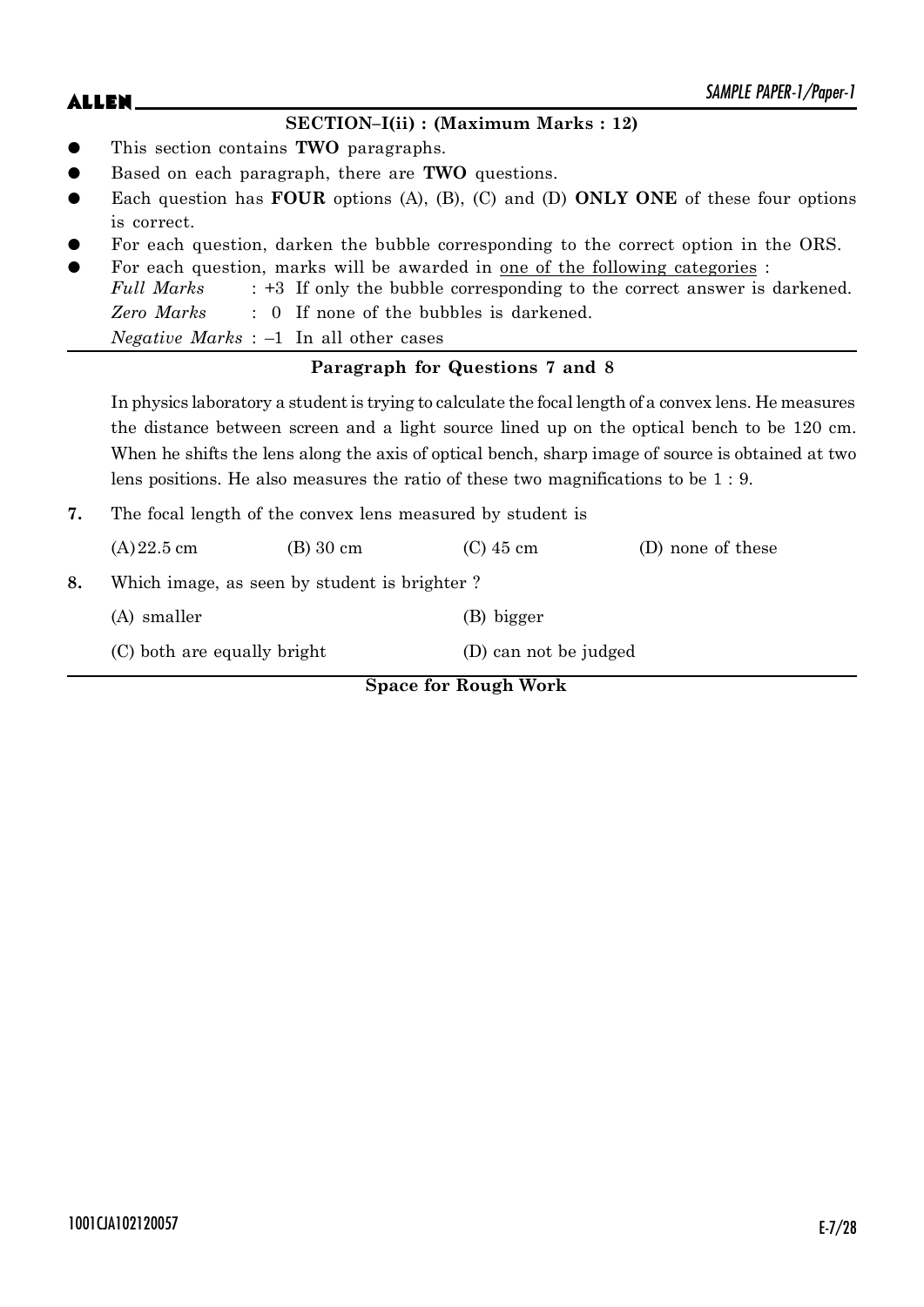## SECTION–I(ii) : (Maximum Marks : 12)

- This section contains **TWO** paragraphs.
- Based on each paragraph, there are **TWO** questions.
- Each question has **FOUR** options (A), (B), (C) and (D) **ONLY ONE** of these four options is correct.
- For each question, darken the bubble corresponding to the correct option in the ORS.
- For each question, marks will be awarded in <u>one of the following categories</u> :
  *Full Marks* : +3 If only the bubble corresponding to the correct answer is darkened.
  *Zero Marks* : 0 If none of the bubbles is darkened.
  *Negative Marks* : –1 In all other cases

### Paragraph for Questions 7 and 8

In physics laboratory a student is trying to calculate the focal length of a convex lens. He measures the distance between screen and a light source lined up on the optical bench to be 120 cm. When he shifts the lens along the axis of optical bench, sharp image of source is obtained at two lens positions. He also measures the ratio of these two magnifications to be 1 : 9.

**7.** The focal length of the convex lens measured by student is

(A) 22.5 cm (B) 30 cm (C) 45 cm (D) none of these

**8.** Which image, as seen by student is brighter ?

(A) smaller (B) bigger

(C) both are equally bright (D) can not be judged

**Space for Rough Work**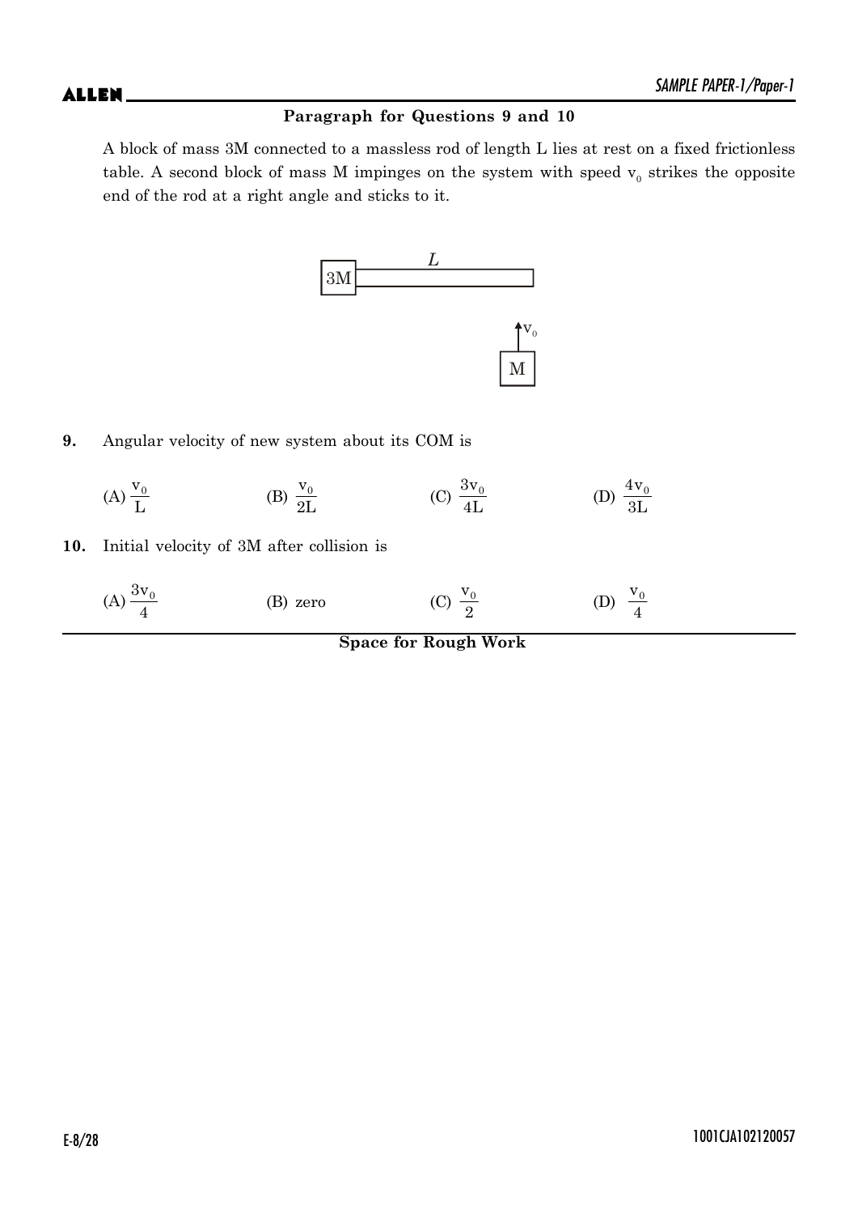### Paragraph for Questions 9 and 10

A block of mass 3M connected to a massless rod of length L lies at rest on a fixed frictionless table. A second block of mass M impinges on the system with speed $v_0$ strikes the opposite end of the rod at a right angle and sticks to it.

**9.** Angular velocity of new system about its COM is

(A) $\frac{v_0}{L}$  (B) $\frac{v_0}{2L}$  (C) $\frac{3v_0}{4L}$  (D) $\frac{4v_0}{3L}$

**10.** Initial velocity of 3M after collision is

(A) $\frac{3v_0}{4}$  (B) zero  (C) $\frac{v_0}{2}$  (D) $\frac{v_0}{4}$

**Space for Rough Work**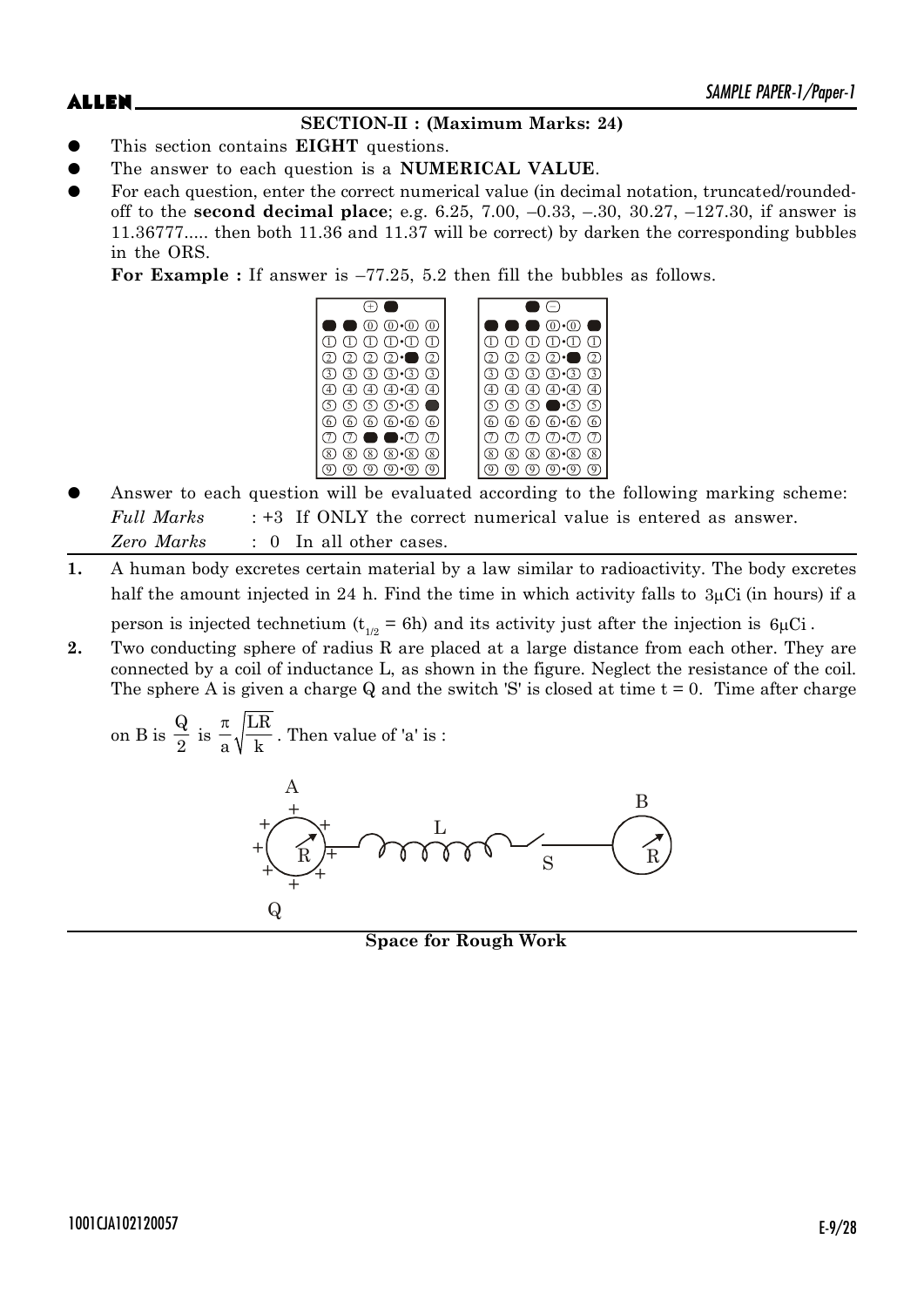## SECTION-II : (Maximum Marks: 24)

- This section contains **EIGHT** questions.
- The answer to each question is a **NUMERICAL VALUE**.
- For each question, enter the correct numerical value (in decimal notation, truncated/rounded-off to the **second decimal place**; e.g. 6.25, 7.00, –0.33, –.30, 30.27, –127.30, if answer is 11.36777..... then both 11.36 and 11.37 will be correct) by darken the corresponding bubbles in the ORS.

  **For Example :** If answer is –77.25, 5.2 then fill the bubbles as follows.

- Answer to each question will be evaluated according to the following marking scheme:

  *Full Marks* : +3 If ONLY the correct numerical value is entered as answer.

  *Zero Marks* : 0 In all other cases.

**1.** A human body excretes certain material by a law similar to radioactivity. The body excretes half the amount injected in 24 h. Find the time in which activity falls to $3\mu Ci$ (in hours) if a person is injected technetium ($t_{1/2}$ = 6h) and its activity just after the injection is $6\mu Ci$.

**2.** Two conducting sphere of radius R are placed at a large distance from each other. They are connected by a coil of inductance L, as shown in the figure. Neglect the resistance of the coil. The sphere A is given a charge Q and the switch 'S' is closed at time t = 0. Time after charge on B is $\frac{Q}{2}$ is $\frac{\pi}{a}\sqrt{\frac{LR}{k}}$. Then value of 'a' is :

**Space for Rough Work**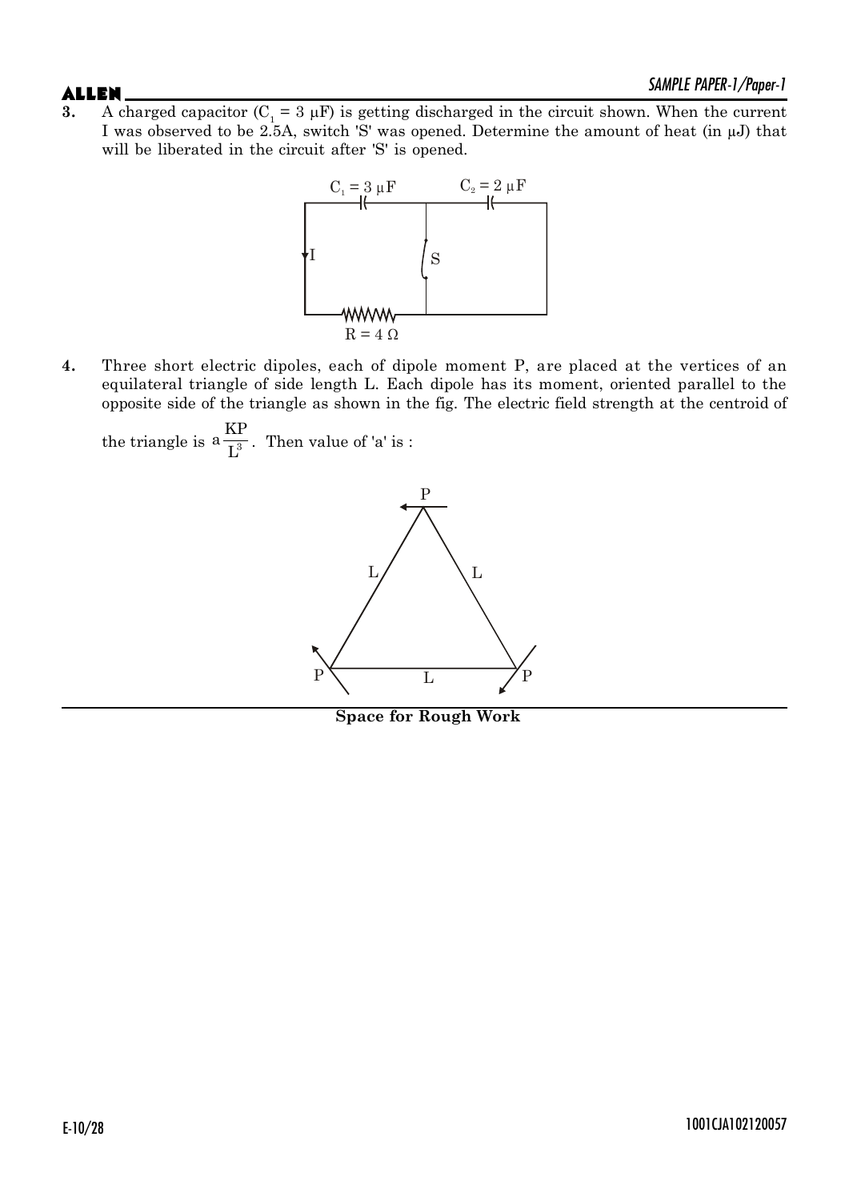**3.** A charged capacitor ($C_1 = 3\ \mu F$) is getting discharged in the circuit shown. When the current I was observed to be 2.5A, switch 'S' was opened. Determine the amount of heat (in μJ) that will be liberated in the circuit after 'S' is opened.

**4.** Three short electric dipoles, each of dipole moment P, are placed at the vertices of an equilateral triangle of side length L. Each dipole has its moment, oriented parallel to the opposite side of the triangle as shown in the fig. The electric field strength at the centroid of the triangle is $a\dfrac{KP}{L^3}$. Then value of 'a' is :

**Space for Rough Work**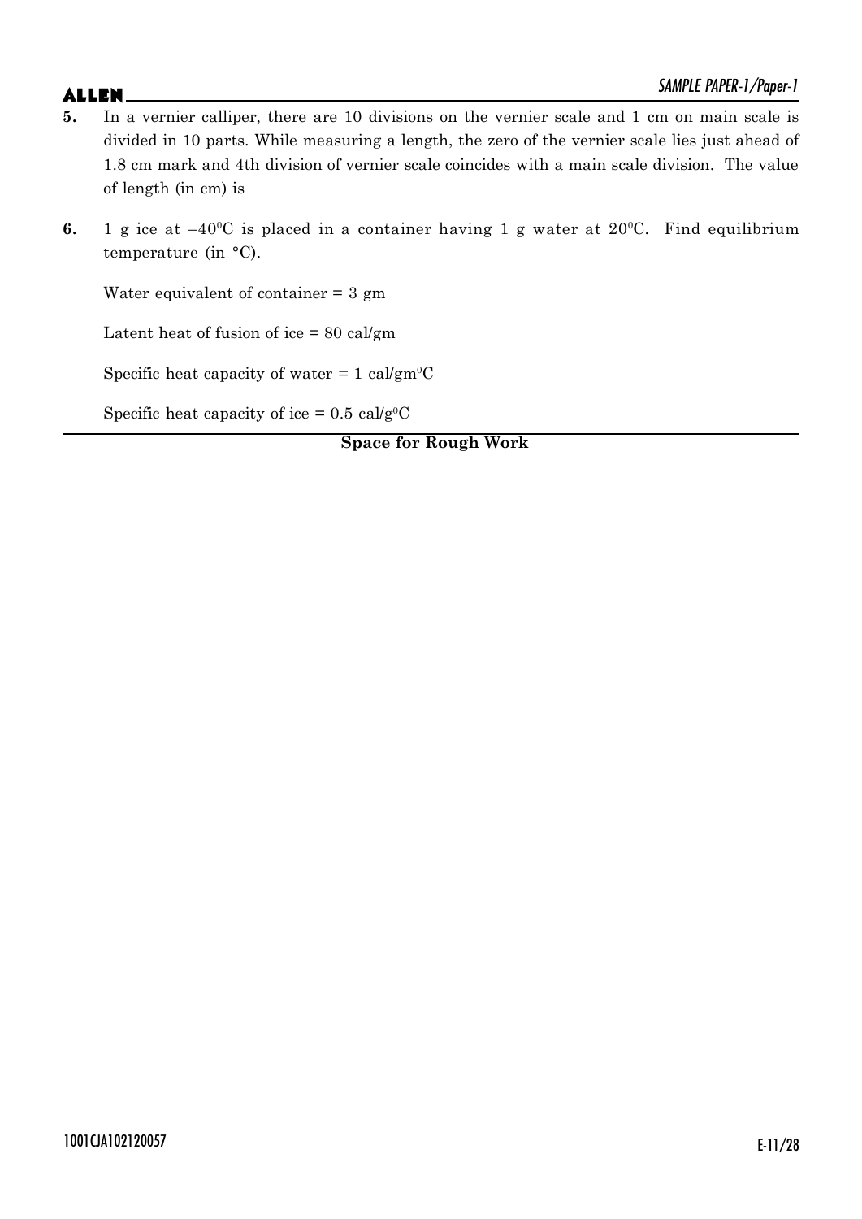**5.** In a vernier calliper, there are 10 divisions on the vernier scale and 1 cm on main scale is divided in 10 parts. While measuring a length, the zero of the vernier scale lies just ahead of 1.8 cm mark and 4th division of vernier scale coincides with a main scale division. The value of length (in cm) is

**6.** 1 g ice at $-40^0C$ is placed in a container having 1 g water at $20^0C$. Find equilibrium temperature (in °C).

Water equivalent of container = 3 gm

Latent heat of fusion of ice = 80 cal/gm

Specific heat capacity of water = 1 cal/gm$^0$C

Specific heat capacity of ice = 0.5 cal/g$^0$C

**Space for Rough Work**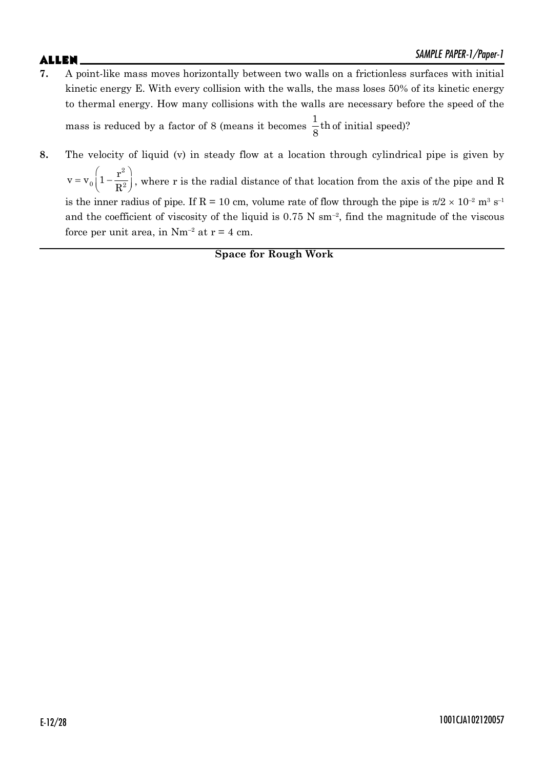**7.** A point-like mass moves horizontally between two walls on a frictionless surfaces with initial kinetic energy E. With every collision with the walls, the mass loses 50% of its kinetic energy to thermal energy. How many collisions with the walls are necessary before the speed of the mass is reduced by a factor of 8 (means it becomes $\frac{1}{8}$th of initial speed)?

**8.** The velocity of liquid (v) in steady flow at a location through cylindrical pipe is given by $v = v_0\left(1-\frac{r^2}{R^2}\right)$, where r is the radial distance of that location from the axis of the pipe and R is the inner radius of pipe. If R = 10 cm, volume rate of flow through the pipe is $\pi/2 \times 10^{-2}$ $m^3$ $s^{-1}$ and the coefficient of viscosity of the liquid is 0.75 N $sm^{-2}$, find the magnitude of the viscous force per unit area, in $Nm^{-2}$ at r = 4 cm.

**Space for Rough Work**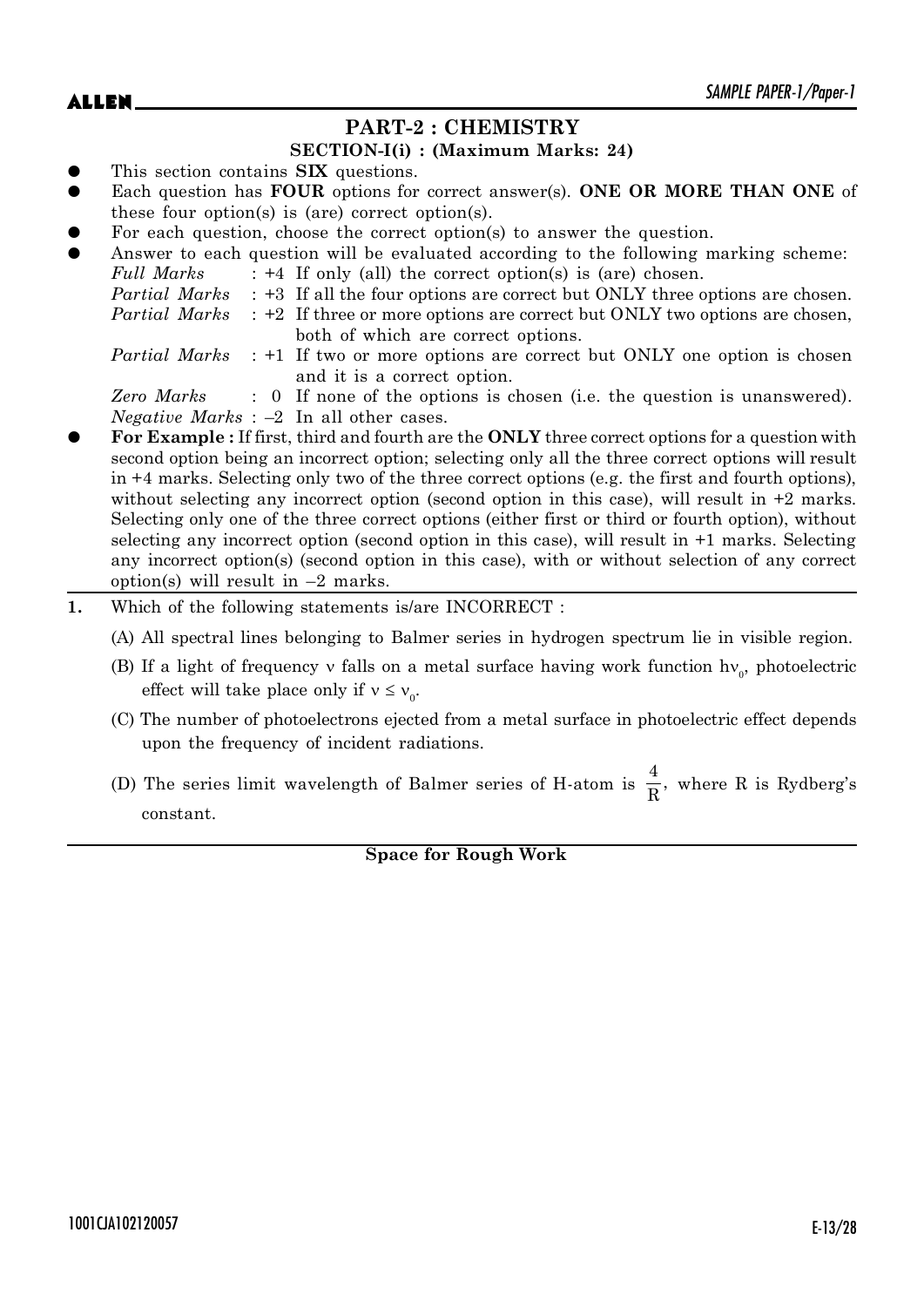## PART-2 : CHEMISTRY

### SECTION-I(i) : (Maximum Marks: 24)

- This section contains **SIX** questions.
- Each question has **FOUR** options for correct answer(s). **ONE OR MORE THAN ONE** of these four option(s) is (are) correct option(s).
- For each question, choose the correct option(s) to answer the question.
- Answer to each question will be evaluated according to the following marking scheme:

  *Full Marks* : +4 If only (all) the correct option(s) is (are) chosen.

  *Partial Marks* : +3 If all the four options are correct but ONLY three options are chosen.

  *Partial Marks* : +2 If three or more options are correct but ONLY two options are chosen, both of which are correct options.

  *Partial Marks* : +1 If two or more options are correct but ONLY one option is chosen and it is a correct option.

  *Zero Marks* : 0 If none of the options is chosen (i.e. the question is unanswered).

  *Negative Marks* : –2 In all other cases.
- **For Example :** If first, third and fourth are the **ONLY** three correct options for a question with second option being an incorrect option; selecting only all the three correct options will result in +4 marks. Selecting only two of the three correct options (e.g. the first and fourth options), without selecting any incorrect option (second option in this case), will result in +2 marks. Selecting only one of the three correct options (either first or third or fourth option), without selecting any incorrect option (second option in this case), will result in +1 marks. Selecting any incorrect option(s) (second option in this case), with or without selection of any correct option(s) will result in –2 marks.

**1.** Which of the following statements is/are INCORRECT :

(A) All spectral lines belonging to Balmer series in hydrogen spectrum lie in visible region.

(B) If a light of frequency $\nu$ falls on a metal surface having work function $h\nu_0$, photoelectric effect will take place only if $\nu \le \nu_0$.

(C) The number of photoelectrons ejected from a metal surface in photoelectric effect depends upon the frequency of incident radiations.

(D) The series limit wavelength of Balmer series of H-atom is $\frac{4}{R}$, where R is Rydberg's constant.

**Space for Rough Work**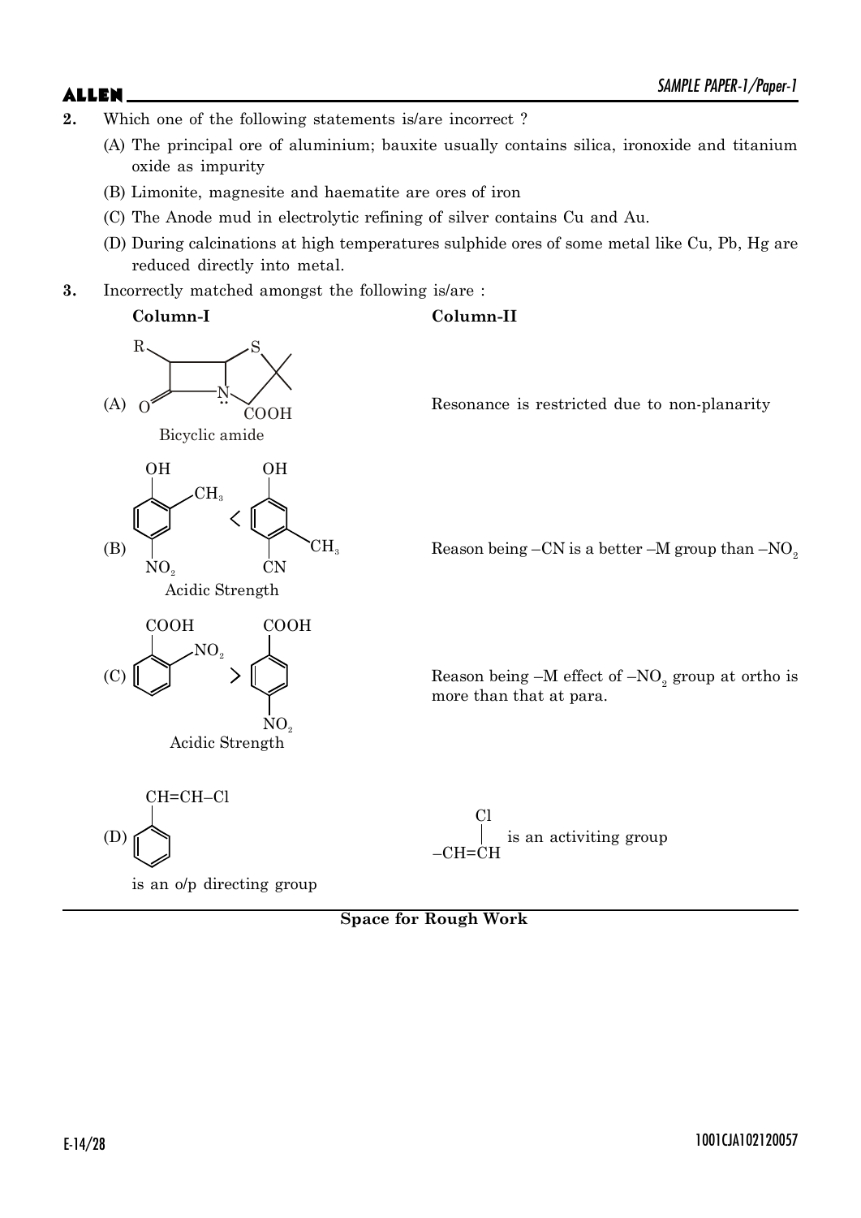**2.** Which one of the following statements is/are incorrect ?

(A) The principal ore of aluminium; bauxite usually contains silica, ironoxide and titanium oxide as impurity

(B) Limonite, magnesite and haematite are ores of iron

(C) The Anode mud in electrolytic refining of silver contains Cu and Au.

(D) During calcinations at high temperatures sulphide ores of some metal like Cu, Pb, Hg are reduced directly into metal.

**3.** Incorrectly matched amongst the following is/are :

| **Column-I** | **Column-II** |
| --- | --- |
| (A) Bicyclic amide (β-lactam fused with thiazolidine ring: R on the four-membered ring, C=O, N with lone pair, S, gem-dimethyl, COOH) | Resonance is restricted due to non-planarity |
| (B) Acidic Strength: 2-methyl-4-nitrophenol < 3-methyl-4-cyanophenol | Reason being –CN is a better –M group than $-NO_2$ |
| (C) Acidic Strength: o-nitrobenzoic acid > p-nitrobenzoic acid | Reason being –M effect of $-NO_2$ group at ortho is more than that at para. |
| (D) $C_6H_5-CH=CH-Cl$ : $-CH=CH-Cl$ is an o/p directing group | $-CH=CH-Cl$ is an activiting group |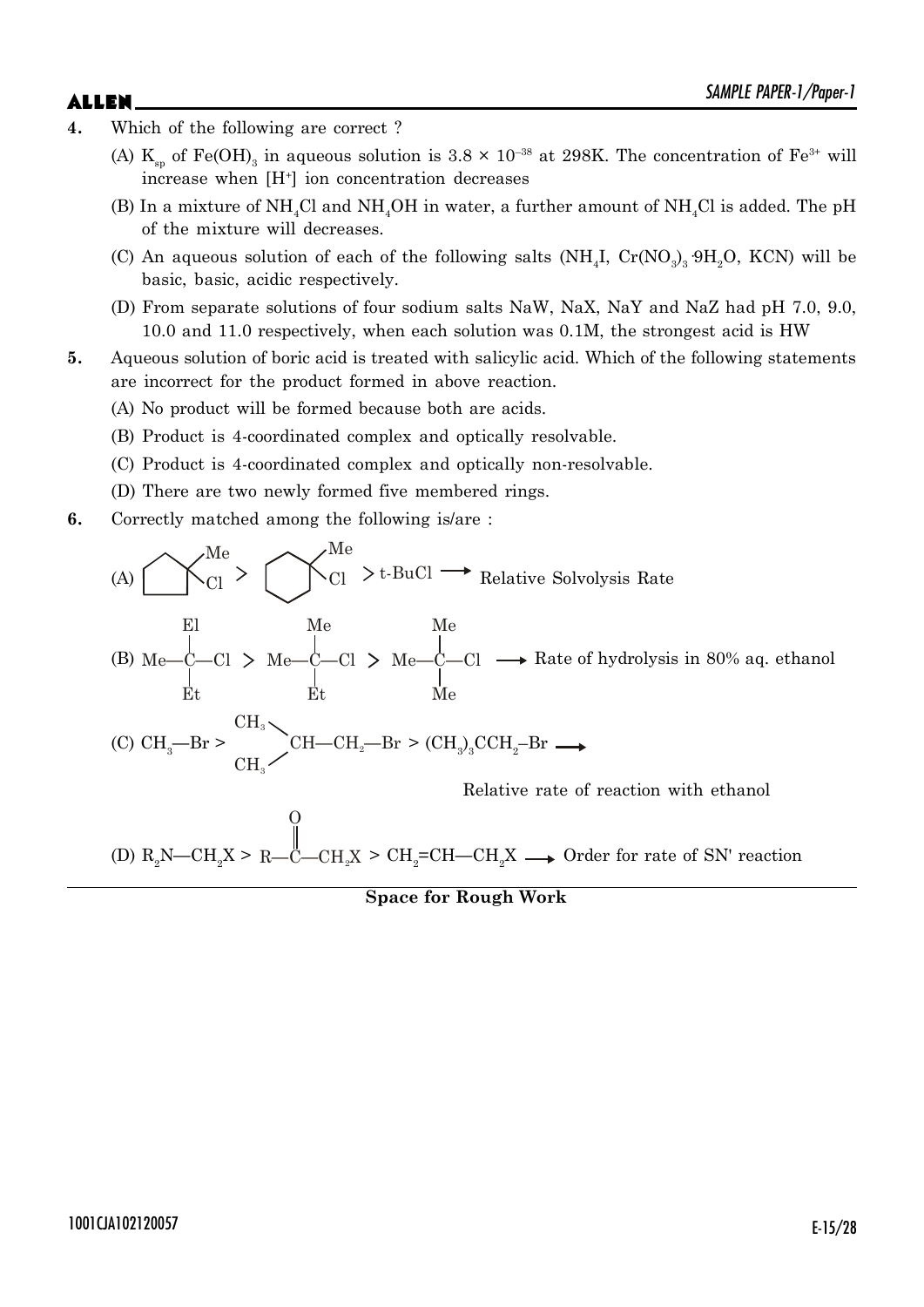**4.** Which of the following are correct ?

(A) $K_{sp}$ of $Fe(OH)_3$ in aqueous solution is $3.8 \times 10^{-38}$ at 298K. The concentration of $Fe^{3+}$ will increase when $[H^+]$ ion concentration decreases

(B) In a mixture of $NH_4Cl$ and $NH_4OH$ in water, a further amount of $NH_4Cl$ is added. The pH of the mixture will decreases.

(C) An aqueous solution of each of the following salts ($NH_4I$, $Cr(NO_3)_3 \cdot 9H_2O$, KCN) will be basic, basic, acidic respectively.

(D) From separate solutions of four sodium salts NaW, NaX, NaY and NaZ had pH 7.0, 9.0, 10.0 and 11.0 respectively, when each solution was 0.1M, the strongest acid is HW

**5.** Aqueous solution of boric acid is treated with salicylic acid. Which of the following statements are incorrect for the product formed in above reaction.

(A) No product will be formed because both are acids.

(B) Product is 4-coordinated complex and optically resolvable.

(C) Product is 4-coordinated complex and optically non-resolvable.

(D) There are two newly formed five membered rings.

**6.** Correctly matched among the following is/are :

(A) 1-chloro-1-methylcyclopentane > 1-chloro-1-methylcyclohexane > t-BuCl $\longrightarrow$ Relative Solvolysis Rate

(B) $Me-C(El)(Et)-Cl$ > $Me-C(Me)(Et)-Cl$ > $Me-C(Me)(Me)-Cl$ $\longrightarrow$ Rate of hydrolysis in 80% aq. ethanol

(C) $CH_3-Br$ > $(CH_3)_2CH-CH_2-Br$ > $(CH_3)_3CCH_2-Br$ $\longrightarrow$ Relative rate of reaction with ethanol

(D) $R_2N-CH_2X$ > $R-\overset{O}{\overset{\|}{C}}-CH_2X$ > $CH_2=CH-CH_2X$ $\longrightarrow$ Order for rate of SN' reaction

**Space for Rough Work**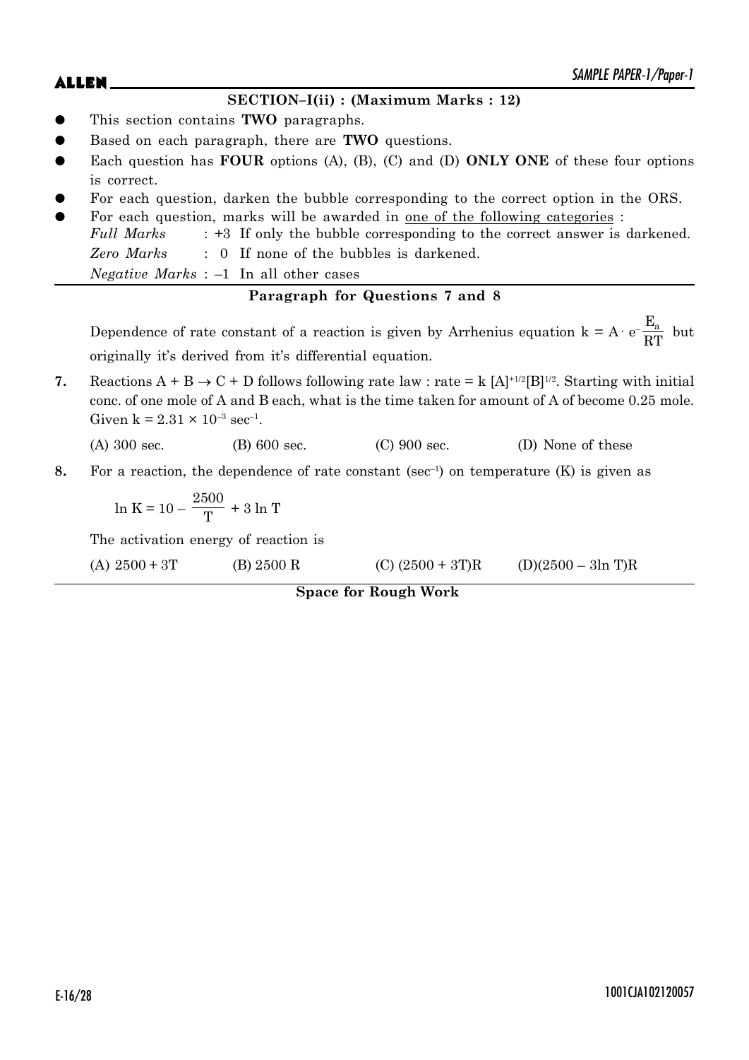## SECTION–I(ii) : (Maximum Marks : 12)

- This section contains **TWO** paragraphs.
- Based on each paragraph, there are **TWO** questions.
- Each question has **FOUR** options (A), (B), (C) and (D) **ONLY ONE** of these four options is correct.
- For each question, darken the bubble corresponding to the correct option in the ORS.
- For each question, marks will be awarded in one of the following categories :

  *Full Marks* : +3 If only the bubble corresponding to the correct answer is darkened.

  *Zero Marks* : 0 If none of the bubbles is darkened.

  *Negative Marks* : –1 In all other cases

### Paragraph for Questions 7 and 8

Dependence of rate constant of a reaction is given by Arrhenius equation $k = A \cdot e^{-\frac{E_a}{RT}}$ but originally it's derived from it's differential equation.

**7.** Reactions $A + B \rightarrow C + D$ follows following rate law : rate = $k\,[A]^{+1/2}[B]^{1/2}$. Starting with initial conc. of one mole of A and B each, what is the time taken for amount of A of become 0.25 mole. Given $k = 2.31 \times 10^{-3}\ \text{sec}^{-1}$.

(A) 300 sec. (B) 600 sec. (C) 900 sec. (D) None of these

**8.** For a reaction, the dependence of rate constant ($\text{sec}^{-1}$) on temperature (K) is given as

$$\ln K = 10 - \frac{2500}{T} + 3 \ln T$$

The activation energy of reaction is

(A) $2500 + 3T$ (B) $2500\,R$ (C) $(2500 + 3T)R$ (D) $(2500 - 3\ln T)R$

**Space for Rough Work**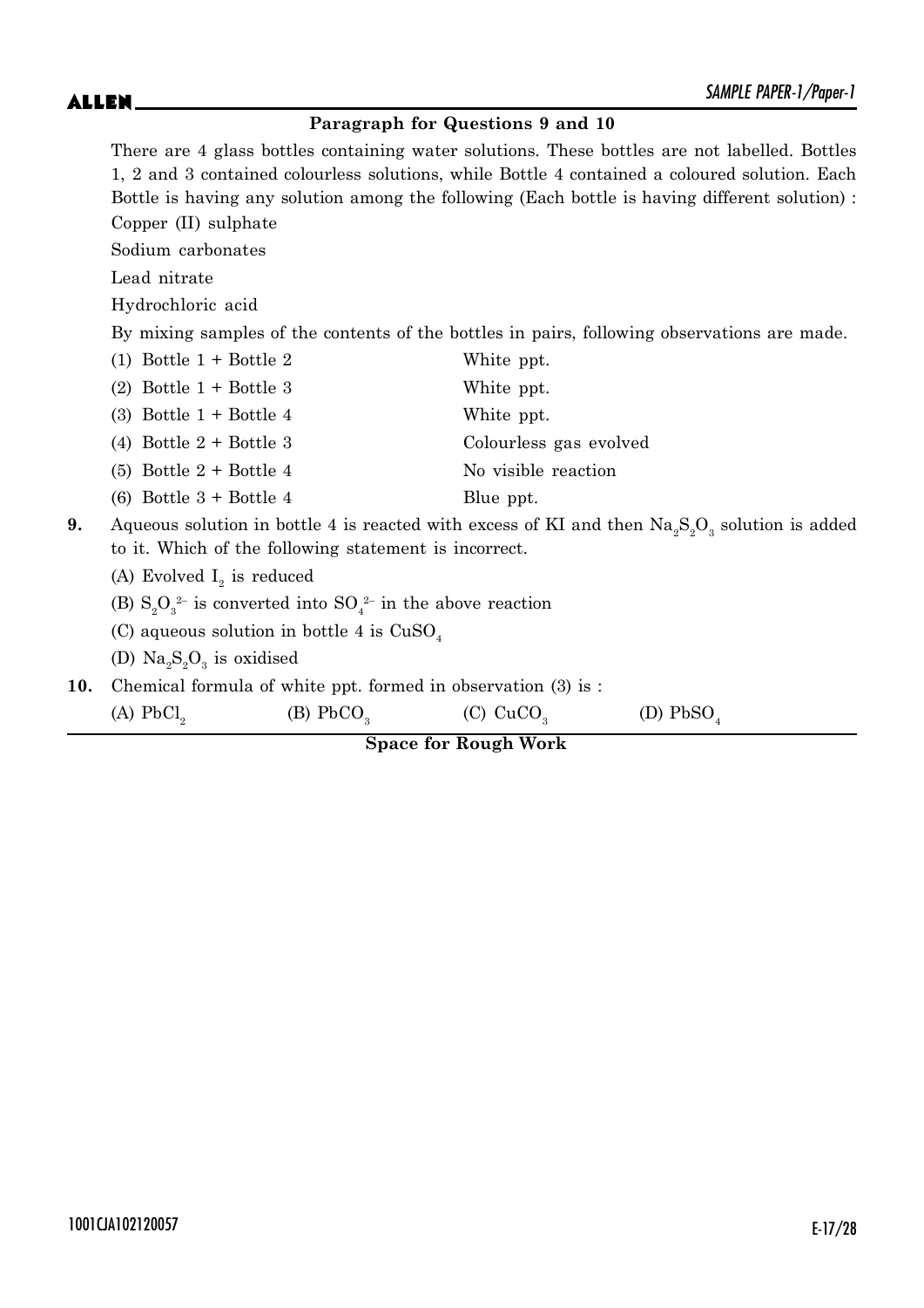**Paragraph for Questions 9 and 10**

There are 4 glass bottles containing water solutions. These bottles are not labelled. Bottles 1, 2 and 3 contained colourless solutions, while Bottle 4 contained a coloured solution. Each Bottle is having any solution among the following (Each bottle is having different solution) :

Copper (II) sulphate

Sodium carbonates

Lead nitrate

Hydrochloric acid

By mixing samples of the contents of the bottles in pairs, following observations are made.

| | |
|---|---|
| (1) Bottle 1 + Bottle 2 | White ppt. |
| (2) Bottle 1 + Bottle 3 | White ppt. |
| (3) Bottle 1 + Bottle 4 | White ppt. |
| (4) Bottle 2 + Bottle 3 | Colourless gas evolved |
| (5) Bottle 2 + Bottle 4 | No visible reaction |
| (6) Bottle 3 + Bottle 4 | Blue ppt. |

**9.** Aqueous solution in bottle 4 is reacted with excess of KI and then $Na_2S_2O_3$ solution is added to it. Which of the following statement is incorrect.

(A) Evolved $I_2$ is reduced

(B) $S_2O_3^{2-}$ is converted into $SO_4^{2-}$ in the above reaction

(C) aqueous solution in bottle 4 is $CuSO_4$

(D) $Na_2S_2O_3$ is oxidised

**10.** Chemical formula of white ppt. formed in observation (3) is :

(A) $PbCl_2$ (B) $PbCO_3$ (C) $CuCO_3$ (D) $PbSO_4$

**Space for Rough Work**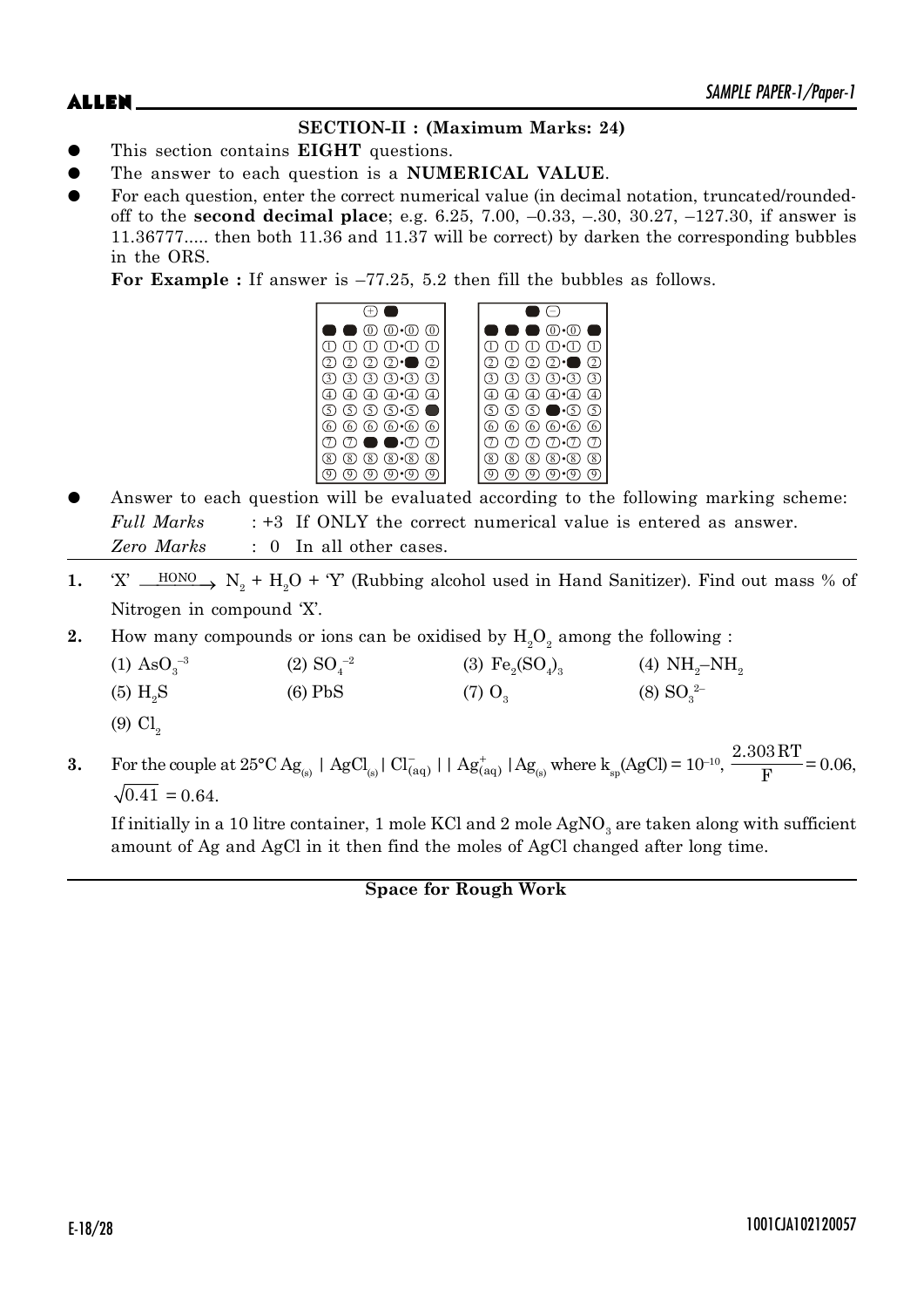**SECTION-II : (Maximum Marks: 24)**

- This section contains **EIGHT** questions.
- The answer to each question is a **NUMERICAL VALUE**.
- For each question, enter the correct numerical value (in decimal notation, truncated/rounded-off to the **second decimal place**; e.g. 6.25, 7.00, –0.33, –.30, 30.27, –127.30, if answer is 11.36777..... then both 11.36 and 11.37 will be correct) by darken the corresponding bubbles in the ORS.

  **For Example :** If answer is –77.25, 5.2 then fill the bubbles as follows.

- Answer to each question will be evaluated according to the following marking scheme:

  *Full Marks* : +3 If ONLY the correct numerical value is entered as answer.

  *Zero Marks* : 0 In all other cases.

---

**1.** 'X' $\xrightarrow{\text{HONO}}$ $N_2 + H_2O$ + 'Y' (Rubbing alcohol used in Hand Sanitizer). Find out mass % of Nitrogen in compound 'X'.

**2.** How many compounds or ions can be oxidised by $H_2O_2$ among the following :

(1) $AsO_3^{-3}$  (2) $SO_4^{-2}$  (3) $Fe_2(SO_4)_3$  (4) $NH_2–NH_2$

(5) $H_2S$  (6) PbS  (7) $O_3$  (8) $SO_3^{2-}$

(9) $Cl_2$

**3.** For the couple at 25°C $Ag_{(s)} \mid AgCl_{(s)} \mid Cl^-_{(aq)} \mid\mid Ag^+_{(aq)} \mid Ag_{(s)}$ where $k_{sp}(AgCl) = 10^{-10}$, $\frac{2.303\,RT}{F} = 0.06$, $\sqrt{0.41} = 0.64$.

If initially in a 10 litre container, 1 mole KCl and 2 mole $AgNO_3$ are taken along with sufficient amount of Ag and AgCl in it then find the moles of AgCl changed after long time.

**Space for Rough Work**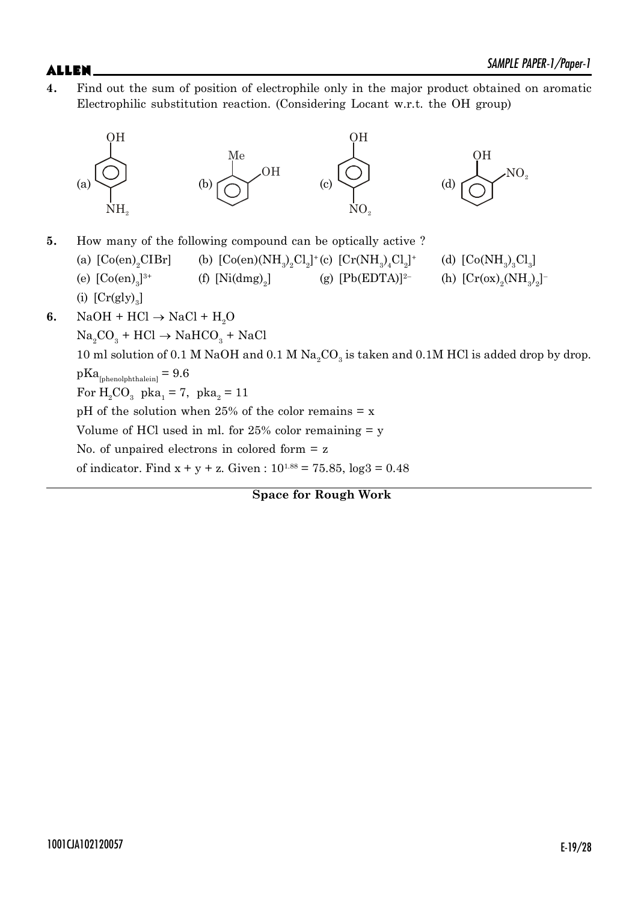**4.** Find out the sum of position of electrophile only in the major product obtained on aromatic Electrophilic substitution reaction. (Considering Locant w.r.t. the OH group)

(a) OH at top, $NH_2$ at para position of benzene ring

(b) Benzene ring with Me and OH on adjacent carbons

(c) OH at top, $NO_2$ at para position of benzene ring

(d) Benzene ring with OH and $NO_2$ on adjacent carbons

**5.** How many of the following compound can be optically active ?

(a) $[Co(en)_2ClBr]$ (b) $[Co(en)(NH_3)_2Cl_2]^+$ (c) $[Cr(NH_3)_4Cl_2]^+$ (d) $[Co(NH_3)_3Cl_3]$

(e) $[Co(en)_3]^{3+}$ (f) $[Ni(dmg)_2]$ (g) $[Pb(EDTA)]^{2-}$ (h) $[Cr(ox)_2(NH_3)_2]^-$

(i) $[Cr(gly)_3]$

**6.** $NaOH + HCl \rightarrow NaCl + H_2O$

$Na_2CO_3 + HCl \rightarrow NaHCO_3 + NaCl$

10 ml solution of 0.1 M NaOH and 0.1 M $Na_2CO_3$ is taken and 0.1M HCl is added drop by drop.

$pKa_{[phenolphthalein]} = 9.6$

For $H_2CO_3$ $pka_1 = 7$, $pka_2 = 11$

pH of the solution when 25% of the color remains = x

Volume of HCl used in ml. for 25% color remaining = y

No. of unpaired electrons in colored form = z

of indicator. Find x + y + z. Given : $10^{1.88} = 75.85$, $\log 3 = 0.48$

**Space for Rough Work**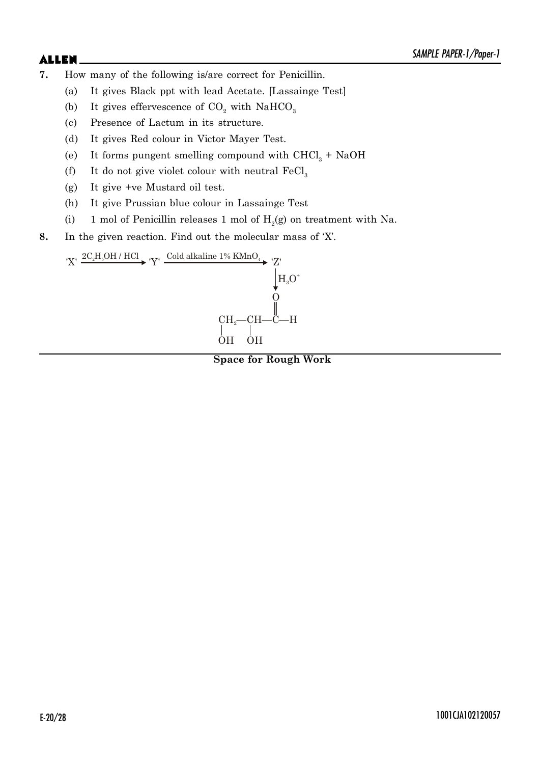**7.** How many of the following is/are correct for Penicillin.

(a) It gives Black ppt with lead Acetate. [Lassainge Test]

(b) It gives effervescence of $CO_2$ with $NaHCO_3$

(c) Presence of Lactum in its structure.

(d) It gives Red colour in Victor Mayer Test.

(e) It forms pungent smelling compound with $CHCl_3$ + NaOH

(f) It do not give violet colour with neutral $FeCl_3$

(g) It give +ve Mustard oil test.

(h) It give Prussian blue colour in Lassainge Test

(i) 1 mol of Penicillin releases 1 mol of $H_2(g)$ on treatment with Na.

**8.** In the given reaction. Find out the molecular mass of 'X'.

$$\text{'X'} \xrightarrow{2C_2H_5OH\ /\ HCl} \text{'Y'} \xrightarrow{\text{Cold alkaline 1\% } KMnO_4} \text{'Z'} \xrightarrow{H_3O^+} \underset{\text{OH}}{\underset{|}{CH_2}}-\underset{\text{OH}}{\underset{|}{CH}}-\overset{\text{O}}{\overset{\|}{C}}-H$$

**Space for Rough Work**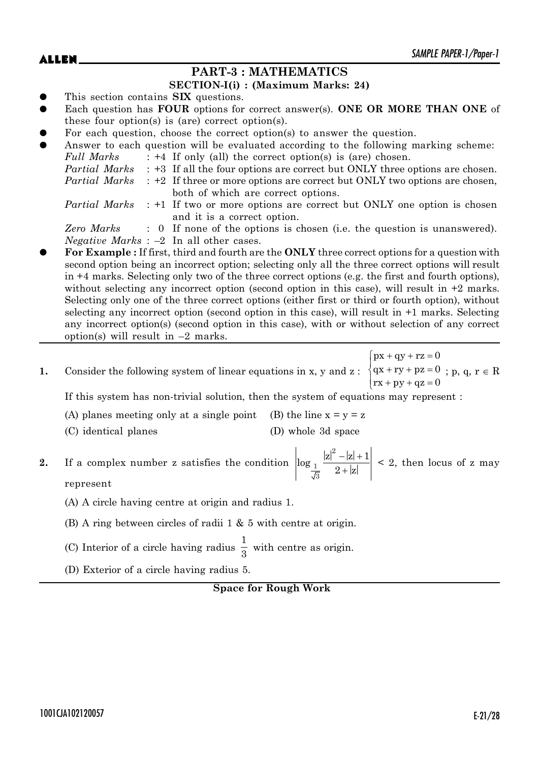## PART-3 : MATHEMATICS

### SECTION-I(i) : (Maximum Marks: 24)

- This section contains **SIX** questions.
- Each question has **FOUR** options for correct answer(s). **ONE OR MORE THAN ONE** of these four option(s) is (are) correct option(s).
- For each question, choose the correct option(s) to answer the question.
- Answer to each question will be evaluated according to the following marking scheme:

  *Full Marks* : +4 If only (all) the correct option(s) is (are) chosen.

  *Partial Marks* : +3 If all the four options are correct but ONLY three options are chosen.

  *Partial Marks* : +2 If three or more options are correct but ONLY two options are chosen, both of which are correct options.

  *Partial Marks* : +1 If two or more options are correct but ONLY one option is chosen and it is a correct option.

  *Zero Marks* : 0 If none of the options is chosen (i.e. the question is unanswered).

  *Negative Marks* : –2 In all other cases.

- **For Example :** If first, third and fourth are the **ONLY** three correct options for a question with second option being an incorrect option; selecting only all the three correct options will result in +4 marks. Selecting only two of the three correct options (e.g. the first and fourth options), without selecting any incorrect option (second option in this case), will result in +2 marks. Selecting only one of the three correct options (either first or third or fourth option), without selecting any incorrect option (second option in this case), will result in +1 marks. Selecting any incorrect option(s) (second option in this case), with or without selection of any correct option(s) will result in –2 marks.

---

**1.** Consider the following system of linear equations in x, y and z : $\begin{cases} px + qy + rz = 0 \\ qx + ry + pz = 0 \\ rx + py + qz = 0 \end{cases}$ ; p, q, r $\in$ R

If this system has non-trivial solution, then the system of equations may represent :

(A) planes meeting only at a single point

(B) the line x = y = z

(C) identical planes

(D) whole 3d space

**2.** If a complex number z satisfies the condition $\left|\log_{\frac{1}{\sqrt{3}}} \frac{|z|^2 - |z| + 1}{2 + |z|}\right| < 2$, then locus of z may represent

(A) A circle having centre at origin and radius 1.

(B) A ring between circles of radii 1 & 5 with centre at origin.

(C) Interior of a circle having radius $\frac{1}{3}$ with centre as origin.

(D) Exterior of a circle having radius 5.

**Space for Rough Work**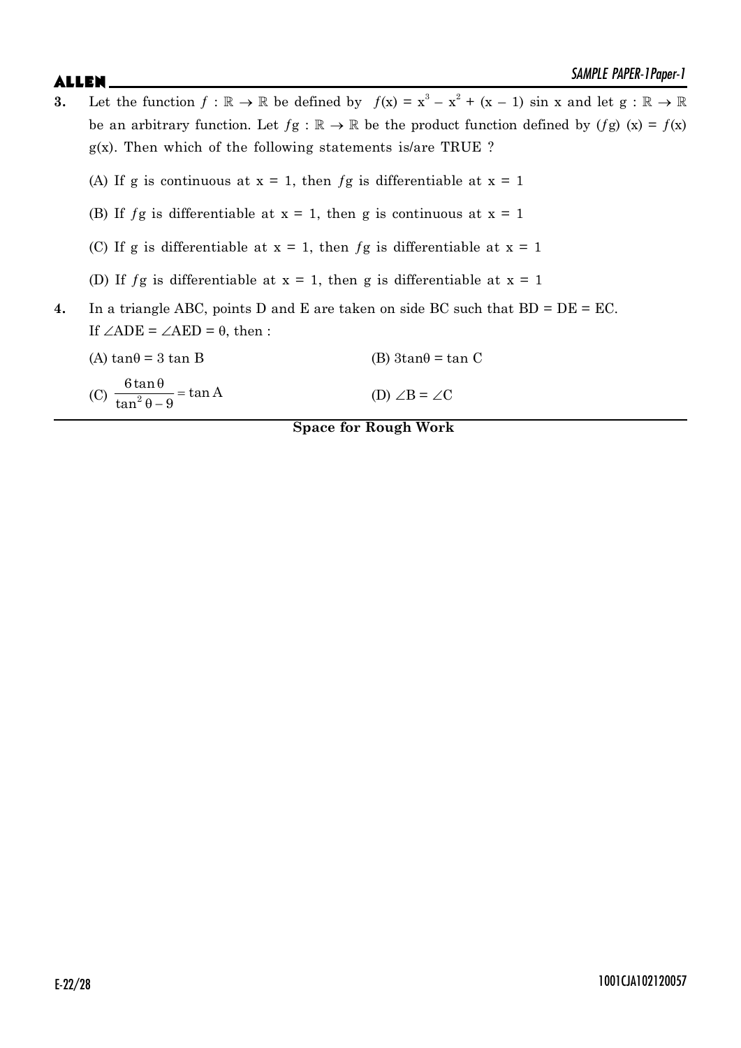**3.** Let the function $f : \mathbb{R} \to \mathbb{R}$ be defined by $f(x) = x^3 - x^2 + (x - 1) \sin x$ and let $g : \mathbb{R} \to \mathbb{R}$ be an arbitrary function. Let $fg : \mathbb{R} \to \mathbb{R}$ be the product function defined by $(fg)(x) = f(x)\, g(x)$. Then which of the following statements is/are TRUE ?

(A) If g is continuous at $x = 1$, then $fg$ is differentiable at $x = 1$

(B) If $fg$ is differentiable at $x = 1$, then g is continuous at $x = 1$

(C) If g is differentiable at $x = 1$, then $fg$ is differentiable at $x = 1$

(D) If $fg$ is differentiable at $x = 1$, then g is differentiable at $x = 1$

**4.** In a triangle ABC, points D and E are taken on side BC such that BD = DE = EC. If $\angle ADE = \angle AED = \theta$, then :

(A) $\tan\theta = 3 \tan B$

(B) $3\tan\theta = \tan C$

(C) $\dfrac{6\tan\theta}{\tan^2\theta - 9} = \tan A$

(D) $\angle B = \angle C$

**Space for Rough Work**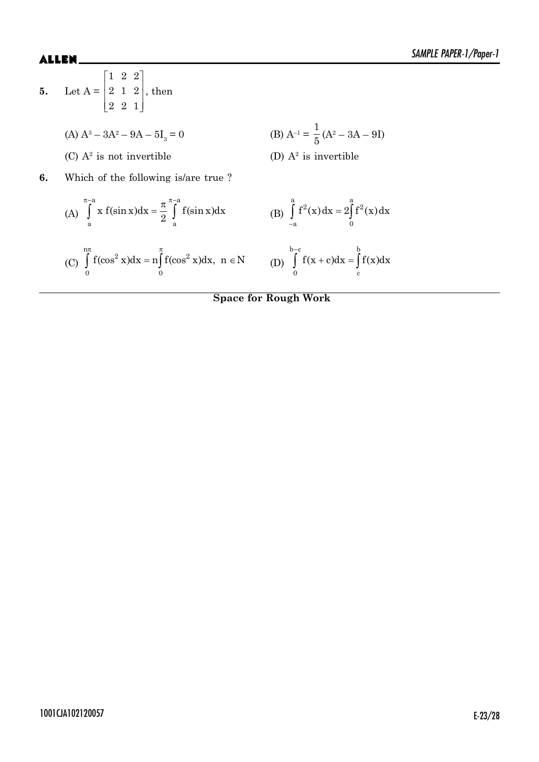**5.** Let $A = \begin{bmatrix} 1 & 2 & 2 \\ 2 & 1 & 2 \\ 2 & 2 & 1 \end{bmatrix}$, then

(A) $A^3 - 3A^2 - 9A - 5I_3 = 0$

(B) $A^{-1} = \frac{1}{5}(A^2 - 3A - 9I)$

(C) $A^2$ is not invertible

(D) $A^2$ is invertible

**6.** Which of the following is/are true ?

(A) $\int_{a}^{\pi-a} x\, f(\sin x)dx = \frac{\pi}{2}\int_{a}^{\pi-a} f(\sin x)dx$

(B) $\int_{-a}^{a} f^2(x)\,dx = 2\int_{0}^{a} f^2(x)\,dx$

(C) $\int_{0}^{n\pi} f(\cos^2 x)dx = n\int_{0}^{\pi} f(\cos^2 x)dx,\ n \in N$

(D) $\int_{0}^{b-c} f(x+c)dx = \int_{c}^{b} f(x)dx$

**Space for Rough Work**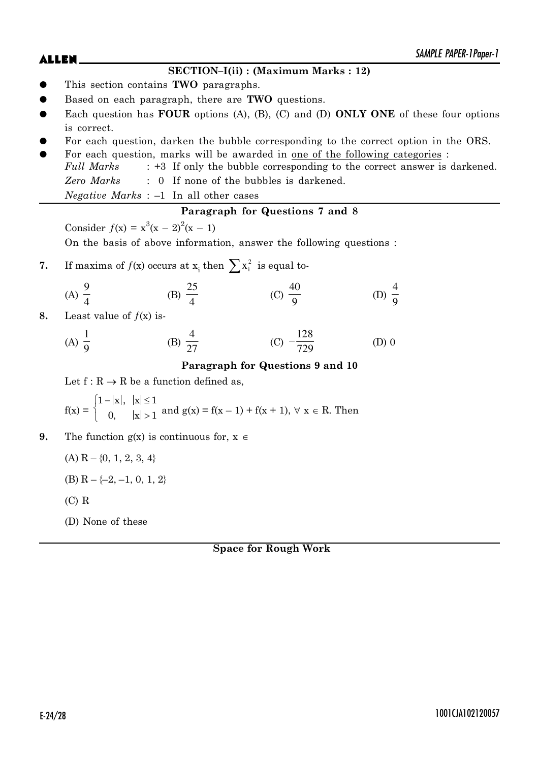## SECTION–I(ii) : (Maximum Marks : 12)

- This section contains **TWO** paragraphs.
- Based on each paragraph, there are **TWO** questions.
- Each question has **FOUR** options (A), (B), (C) and (D) **ONLY ONE** of these four options is correct.
- For each question, darken the bubble corresponding to the correct option in the ORS.
- For each question, marks will be awarded in <u>one of the following categories</u> :
  *Full Marks* : +3 If only the bubble corresponding to the correct answer is darkened.
  *Zero Marks* : 0 If none of the bubbles is darkened.
  *Negative Marks* : –1 In all other cases

### Paragraph for Questions 7 and 8

Consider $f(x) = x^3(x-2)^2(x-1)$

On the basis of above information, answer the following questions :

**7.** If maxima of $f(x)$ occurs at $x_i$ then $\sum x_i^2$ is equal to-

(A) $\frac{9}{4}$ (B) $\frac{25}{4}$ (C) $\frac{40}{9}$ (D) $\frac{4}{9}$

**8.** Least value of $f(x)$ is-

(A) $\frac{1}{9}$ (B) $\frac{4}{27}$ (C) $-\frac{128}{729}$ (D) 0

### Paragraph for Questions 9 and 10

Let $f : R \to R$ be a function defined as,

$$f(x) = \begin{cases} 1-|x|, & |x| \le 1 \\ 0, & |x| > 1 \end{cases}$$ and $g(x) = f(x-1) + f(x+1), \forall x \in R$. Then

**9.** The function $g(x)$ is continuous for, $x \in$

(A) $R - \{0, 1, 2, 3, 4\}$

(B) $R - \{-2, -1, 0, 1, 2\}$

(C) $R$

(D) None of these

**Space for Rough Work**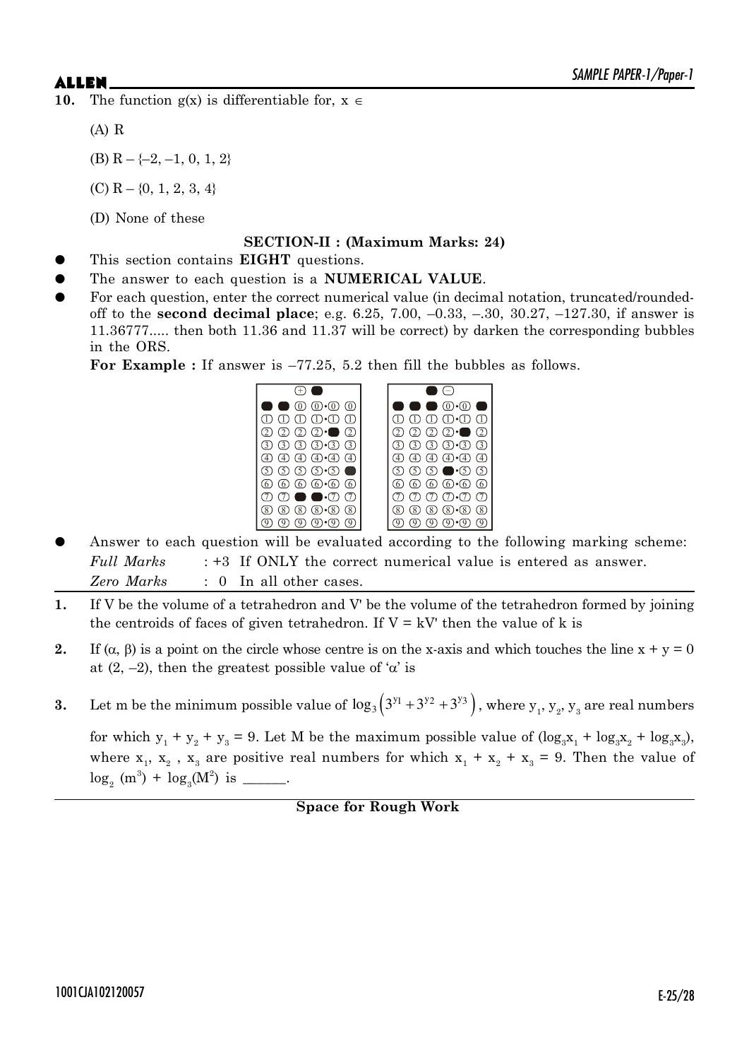**10.** The function g(x) is differentiable for, $x \in$

(A) R

(B) $R - \{-2, -1, 0, 1, 2\}$

(C) $R - \{0, 1, 2, 3, 4\}$

(D) None of these

### SECTION-II : (Maximum Marks: 24)

- This section contains **EIGHT** questions.
- The answer to each question is a **NUMERICAL VALUE**.
- For each question, enter the correct numerical value (in decimal notation, truncated/rounded-off to the **second decimal place**; e.g. 6.25, 7.00, –0.33, –.30, 30.27, –127.30, if answer is 11.36777..... then both 11.36 and 11.37 will be correct) by darken the corresponding bubbles in the ORS.

  **For Example :** If answer is –77.25, 5.2 then fill the bubbles as follows.

- Answer to each question will be evaluated according to the following marking scheme:

  *Full Marks* : +3 If ONLY the correct numerical value is entered as answer.

  *Zero Marks* : 0 In all other cases.

**1.** If V be the volume of a tetrahedron and V' be the volume of the tetrahedron formed by joining the centroids of faces of given tetrahedron. If $V = kV'$ then the value of k is

**2.** If $(\alpha, \beta)$ is a point on the circle whose centre is on the x-axis and which touches the line $x + y = 0$ at $(2, -2)$, then the greatest possible value of '$\alpha$' is

**3.** Let m be the minimum possible value of $\log_3\left(3^{y_1} + 3^{y_2} + 3^{y_3}\right)$, where $y_1, y_2, y_3$ are real numbers for which $y_1 + y_2 + y_3 = 9$. Let M be the maximum possible value of $(\log_3 x_1 + \log_3 x_2 + \log_3 x_3)$, where $x_1, x_2, x_3$ are positive real numbers for which $x_1 + x_2 + x_3 = 9$. Then the value of $\log_2(m^3) + \log_3(M^2)$ is ______.

**Space for Rough Work**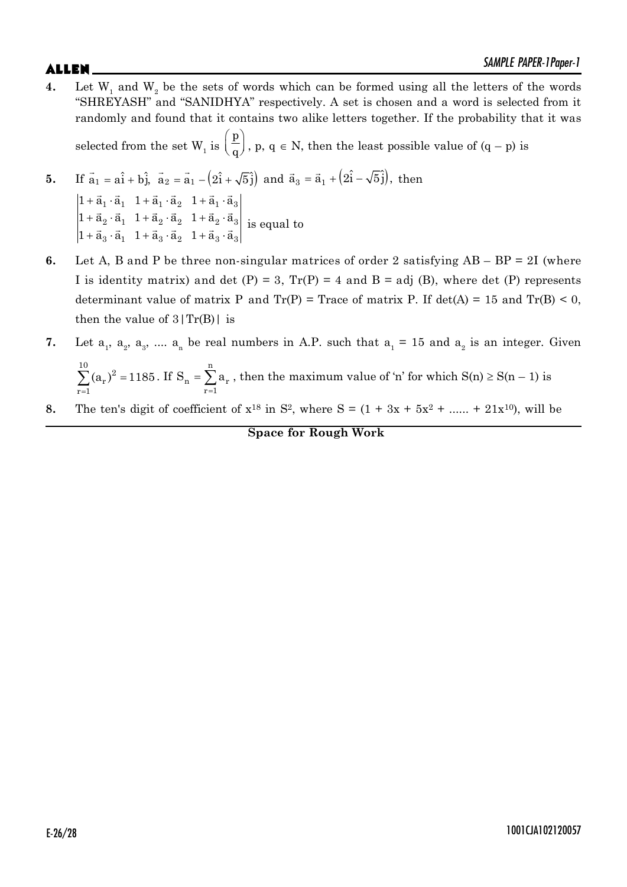**4.** Let $W_1$ and $W_2$ be the sets of words which can be formed using all the letters of the words "SHREYASH" and "SANIDHYA" respectively. A set is chosen and a word is selected from it randomly and found that it contains two alike letters together. If the probability that it was selected from the set $W_1$ is $\left(\frac{p}{q}\right)$, p, q $\in$ N, then the least possible value of (q – p) is

**5.** If $\vec{a}_1 = a\hat{i} + b\hat{j}$, $\vec{a}_2 = \vec{a}_1 - (2\hat{i} + \sqrt{5}\hat{j})$ and $\vec{a}_3 = \vec{a}_1 + (2\hat{i} - \sqrt{5}\hat{j})$, then

$$\begin{vmatrix} 1+\vec{a}_1\cdot\vec{a}_1 & 1+\vec{a}_1\cdot\vec{a}_2 & 1+\vec{a}_1\cdot\vec{a}_3 \\ 1+\vec{a}_2\cdot\vec{a}_1 & 1+\vec{a}_2\cdot\vec{a}_2 & 1+\vec{a}_2\cdot\vec{a}_3 \\ 1+\vec{a}_3\cdot\vec{a}_1 & 1+\vec{a}_3\cdot\vec{a}_2 & 1+\vec{a}_3\cdot\vec{a}_3 \end{vmatrix}$$ is equal to

**6.** Let A, B and P be three non-singular matrices of order 2 satisfying AB – BP = 2I (where I is identity matrix) and det (P) = 3, Tr(P) = 4 and B = adj (B), where det (P) represents determinant value of matrix P and Tr(P) = Trace of matrix P. If det(A) = 15 and Tr(B) < 0, then the value of $3|\text{Tr(B)}|$ is

**7.** Let $a_1, a_2, a_3, \ldots, a_n$ be real numbers in A.P. such that $a_1 = 15$ and $a_2$ is an integer. Given $\sum_{r=1}^{10}(a_r)^2 = 1185$. If $S_n = \sum_{r=1}^{n} a_r$, then the maximum value of 'n' for which $S(n) \geq S(n-1)$ is

**8.** The ten's digit of coefficient of $x^{18}$ in $S^2$, where $S = (1 + 3x + 5x^2 + \ldots\ldots + 21x^{10})$, will be

**Space for Rough Work**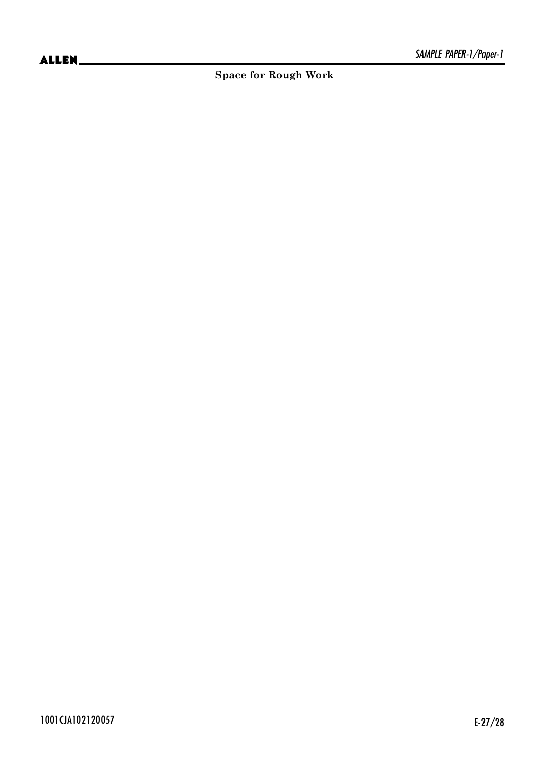**Space for Rough Work**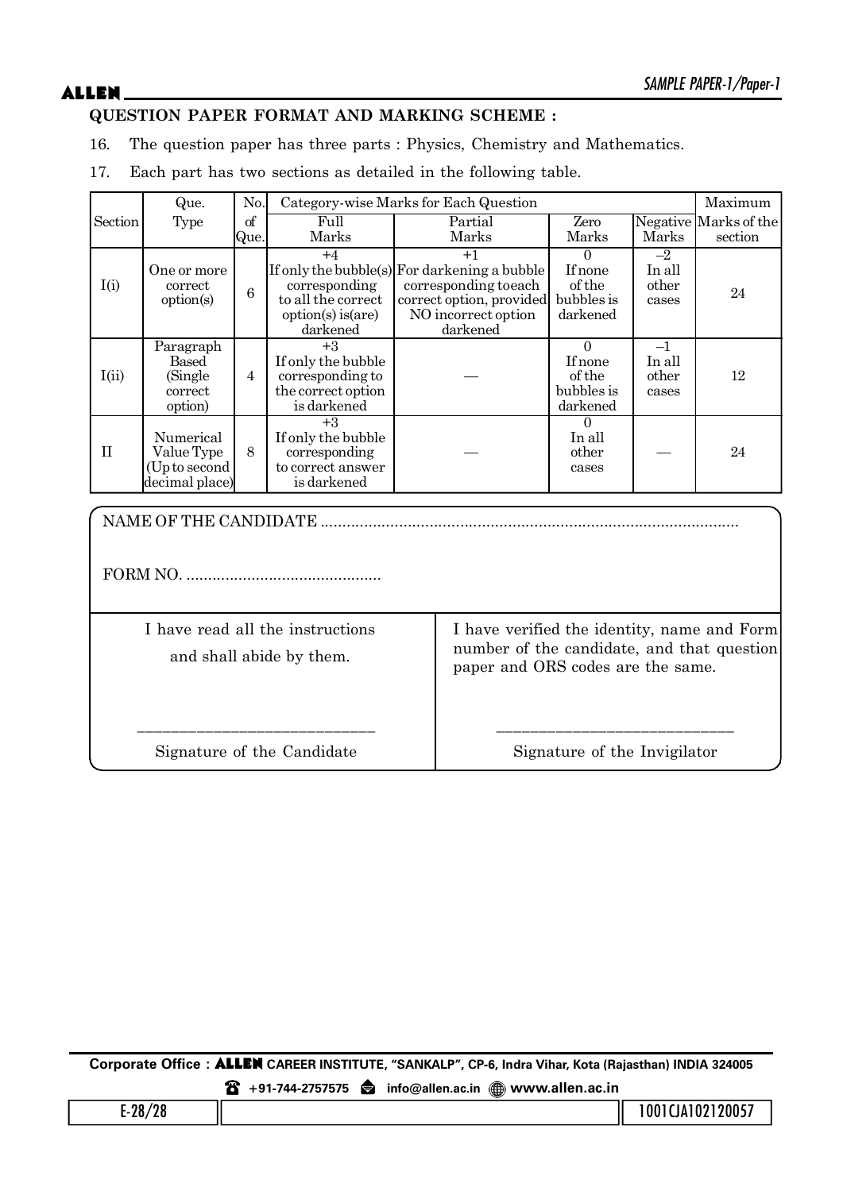**QUESTION PAPER FORMAT AND MARKING SCHEME :**

16. The question paper has three parts : Physics, Chemistry and Mathematics.
17. Each part has two sections as detailed in the following table.

| Section | Que. Type | No. of Que. | Category-wise Marks for Each Question | | | | Maximum Marks of the section |
|---|---|---|---|---|---|---|---|
| | | | Full Marks | Partial Marks | Zero Marks | Negative Marks | |
| I(i) | One or more correct option(s) | 6 | +4 If only the bubble(s) corresponding to all the correct option(s) is(are) darkened | +1 For darkening a bubble corresponding to each correct option, provided NO incorrect option darkened | 0 If none of the bubbles is darkened | –2 In all other cases | 24 |
| I(ii) | Paragraph Based (Single correct option) | 4 | +3 If only the bubble corresponding to the correct option is darkened | — | 0 If none of the bubbles is darkened | –1 In all other cases | 12 |
| II | Numerical Value Type (Up to second decimal place) | 8 | +3 If only the bubble corresponding to correct answer is darkened | — | 0 In all other cases | — | 24 |

NAME OF THE CANDIDATE ................................................................................................

FORM NO. .............................................

| I have read all the instructions and shall abide by them. | I have verified the identity, name and Form number of the candidate, and that question paper and ORS codes are the same. |
|---|---|
| ____________________________ Signature of the Candidate | ____________________________ Signature of the Invigilator |

**Corporate Office : ALLEN CAREER INSTITUTE, "SANKALP", CP-6, Indra Vihar, Kota (Rajasthan) INDIA 324005**

+91-744-2757575 info@allen.ac.in www.allen.ac.in

1001CJA102120057